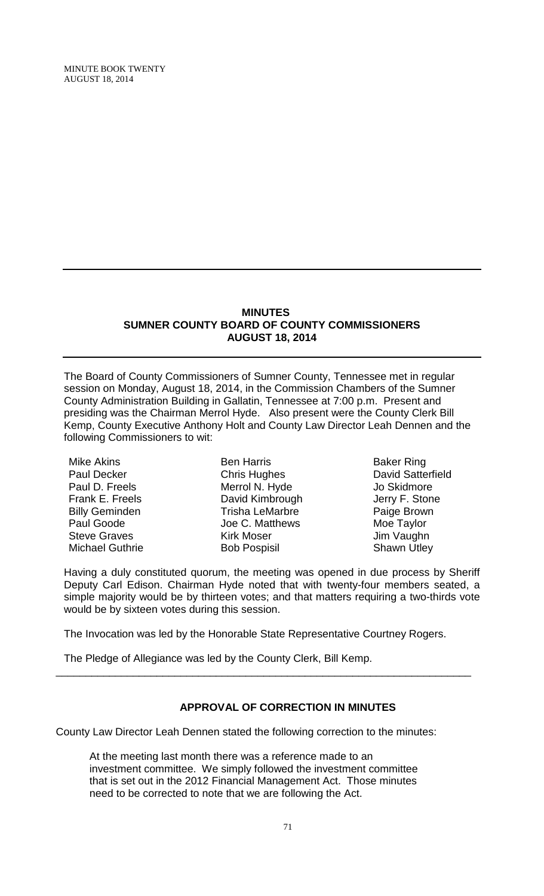## MINUTES
## SUMNER COUNTY BOARD OF COUNTY COMMISSIONERS
## AUGUST 18, 2014

The Board of County Commissioners of Sumner County, Tennessee met in regular session on Monday, August 18, 2014, in the Commission Chambers of the Sumner County Administration Building in Gallatin, Tennessee at 7:00 p.m. Present and presiding was the Chairman Merrol Hyde. Also present were the County Clerk Bill Kemp, County Executive Anthony Holt and County Law Director Leah Dennen and the following Commissioners to wit:

| | | |
|---|---|---|
| Mike Akins | Ben Harris | Baker Ring |
| Paul Decker | Chris Hughes | David Satterfield |
| Paul D. Freels | Merrol N. Hyde | Jo Skidmore |
| Frank E. Freels | David Kimbrough | Jerry F. Stone |
| Billy Geminden | Trisha LeMarbre | Paige Brown |
| Paul Goode | Joe C. Matthews | Moe Taylor |
| Steve Graves | Kirk Moser | Jim Vaughn |
| Michael Guthrie | Bob Pospisil | Shawn Utley |

Having a duly constituted quorum, the meeting was opened in due process by Sheriff Deputy Carl Edison. Chairman Hyde noted that with twenty-four members seated, a simple majority would be by thirteen votes; and that matters requiring a two-thirds vote would be by sixteen votes during this session.

The Invocation was led by the Honorable State Representative Courtney Rogers.

The Pledge of Allegiance was led by the County Clerk, Bill Kemp.

---

### APPROVAL OF CORRECTION IN MINUTES

County Law Director Leah Dennen stated the following correction to the minutes:

> At the meeting last month there was a reference made to an investment committee. We simply followed the investment committee that is set out in the 2012 Financial Management Act. Those minutes need to be corrected to note that we are following the Act.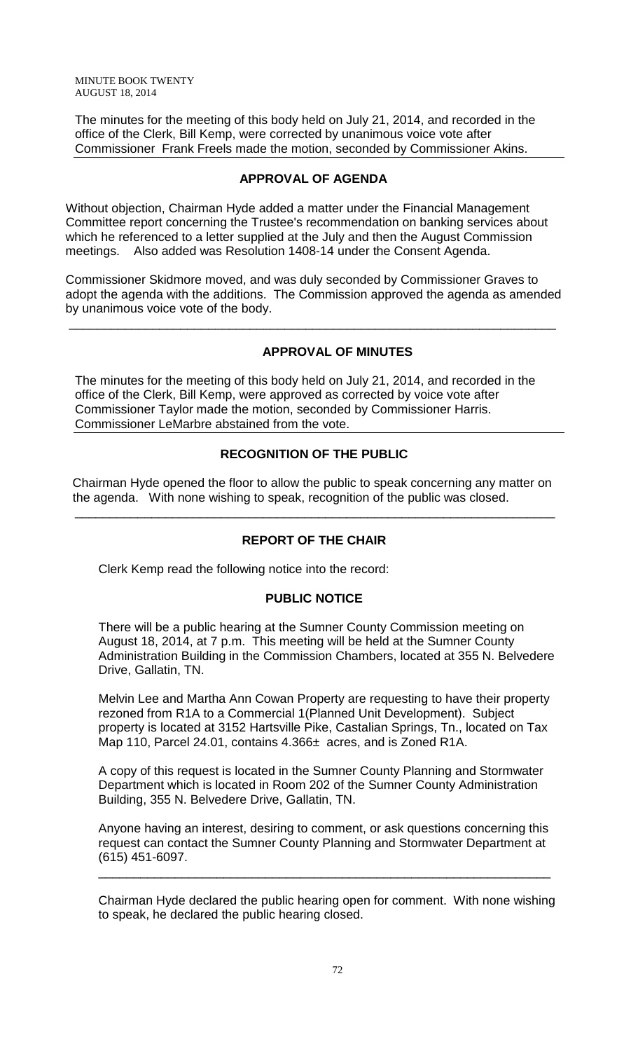The minutes for the meeting of this body held on July 21, 2014, and recorded in the office of the Clerk, Bill Kemp, were corrected by unanimous voice vote after Commissioner Frank Freels made the motion, seconded by Commissioner Akins.

---

## APPROVAL OF AGENDA

Without objection, Chairman Hyde added a matter under the Financial Management Committee report concerning the Trustee's recommendation on banking services about which he referenced to a letter supplied at the July and then the August Commission meetings. Also added was Resolution 1408-14 under the Consent Agenda.

Commissioner Skidmore moved, and was duly seconded by Commissioner Graves to adopt the agenda with the additions. The Commission approved the agenda as amended by unanimous voice vote of the body.

---

## APPROVAL OF MINUTES

The minutes for the meeting of this body held on July 21, 2014, and recorded in the office of the Clerk, Bill Kemp, were approved as corrected by voice vote after Commissioner Taylor made the motion, seconded by Commissioner Harris. Commissioner LeMarbre abstained from the vote.

---

## RECOGNITION OF THE PUBLIC

Chairman Hyde opened the floor to allow the public to speak concerning any matter on the agenda. With none wishing to speak, recognition of the public was closed.

---

## REPORT OF THE CHAIR

Clerk Kemp read the following notice into the record:

### PUBLIC NOTICE

There will be a public hearing at the Sumner County Commission meeting on August 18, 2014, at 7 p.m. This meeting will be held at the Sumner County Administration Building in the Commission Chambers, located at 355 N. Belvedere Drive, Gallatin, TN.

Melvin Lee and Martha Ann Cowan Property are requesting to have their property rezoned from R1A to a Commercial 1(Planned Unit Development). Subject property is located at 3152 Hartsville Pike, Castalian Springs, Tn., located on Tax Map 110, Parcel 24.01, contains 4.366± acres, and is Zoned R1A.

A copy of this request is located in the Sumner County Planning and Stormwater Department which is located in Room 202 of the Sumner County Administration Building, 355 N. Belvedere Drive, Gallatin, TN.

Anyone having an interest, desiring to comment, or ask questions concerning this request can contact the Sumner County Planning and Stormwater Department at (615) 451-6097.

---

Chairman Hyde declared the public hearing open for comment. With none wishing to speak, he declared the public hearing closed.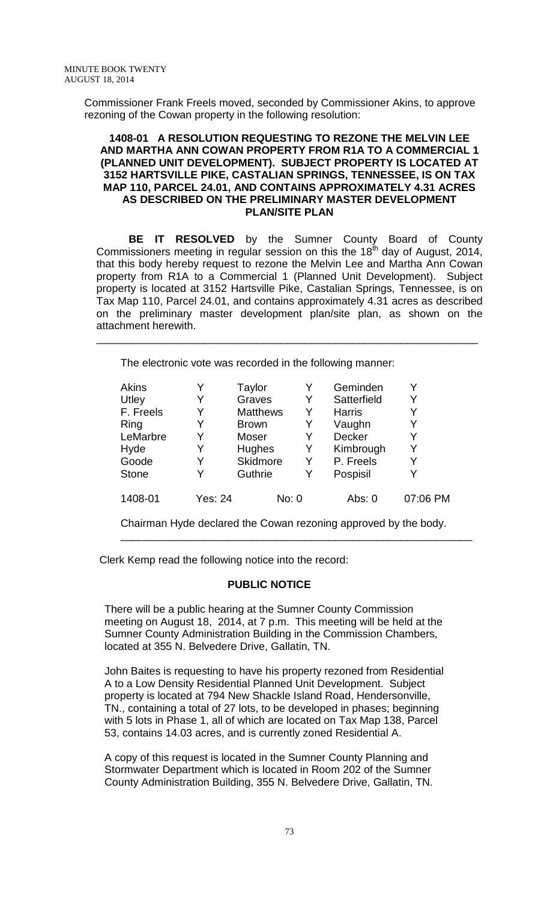Commissioner Frank Freels moved, seconded by Commissioner Akins, to approve rezoning of the Cowan property in the following resolution:

**1408-01 A RESOLUTION REQUESTING TO REZONE THE MELVIN LEE AND MARTHA ANN COWAN PROPERTY FROM R1A TO A COMMERCIAL 1 (PLANNED UNIT DEVELOPMENT). SUBJECT PROPERTY IS LOCATED AT 3152 HARTSVILLE PIKE, CASTALIAN SPRINGS, TENNESSEE, IS ON TAX MAP 110, PARCEL 24.01, AND CONTAINS APPROXIMATELY 4.31 ACRES AS DESCRIBED ON THE PRELIMINARY MASTER DEVELOPMENT PLAN/SITE PLAN**

**BE IT RESOLVED** by the Sumner County Board of County Commissioners meeting in regular session on this the 18th day of August, 2014, that this body hereby request to rezone the Melvin Lee and Martha Ann Cowan property from R1A to a Commercial 1 (Planned Unit Development). Subject property is located at 3152 Hartsville Pike, Castalian Springs, Tennessee, is on Tax Map 110, Parcel 24.01, and contains approximately 4.31 acres as described on the preliminary master development plan/site plan, as shown on the attachment herewith.

---

The electronic vote was recorded in the following manner:

| | | | | | |
|---|---|---|---|---|---|
| Akins | Y | Taylor | Y | Geminden | Y |
| Utley | Y | Graves | Y | Satterfield | Y |
| F. Freels | Y | Matthews | Y | Harris | Y |
| Ring | Y | Brown | Y | Vaughn | Y |
| LeMarbre | Y | Moser | Y | Decker | Y |
| Hyde | Y | Hughes | Y | Kimbrough | Y |
| Goode | Y | Skidmore | Y | P. Freels | Y |
| Stone | Y | Guthrie | Y | Pospisil | Y |
| 1408-01 | Yes: 24 | No: 0 | | Abs: 0 | 07:06 PM |

Chairman Hyde declared the Cowan rezoning approved by the body.

---

Clerk Kemp read the following notice into the record:

**PUBLIC NOTICE**

There will be a public hearing at the Sumner County Commission meeting on August 18, 2014, at 7 p.m. This meeting will be held at the Sumner County Administration Building in the Commission Chambers, located at 355 N. Belvedere Drive, Gallatin, TN.

John Baites is requesting to have his property rezoned from Residential A to a Low Density Residential Planned Unit Development. Subject property is located at 794 New Shackle Island Road, Hendersonville, TN., containing a total of 27 lots, to be developed in phases; beginning with 5 lots in Phase 1, all of which are located on Tax Map 138, Parcel 53, contains 14.03 acres, and is currently zoned Residential A.

A copy of this request is located in the Sumner County Planning and Stormwater Department which is located in Room 202 of the Sumner County Administration Building, 355 N. Belvedere Drive, Gallatin, TN.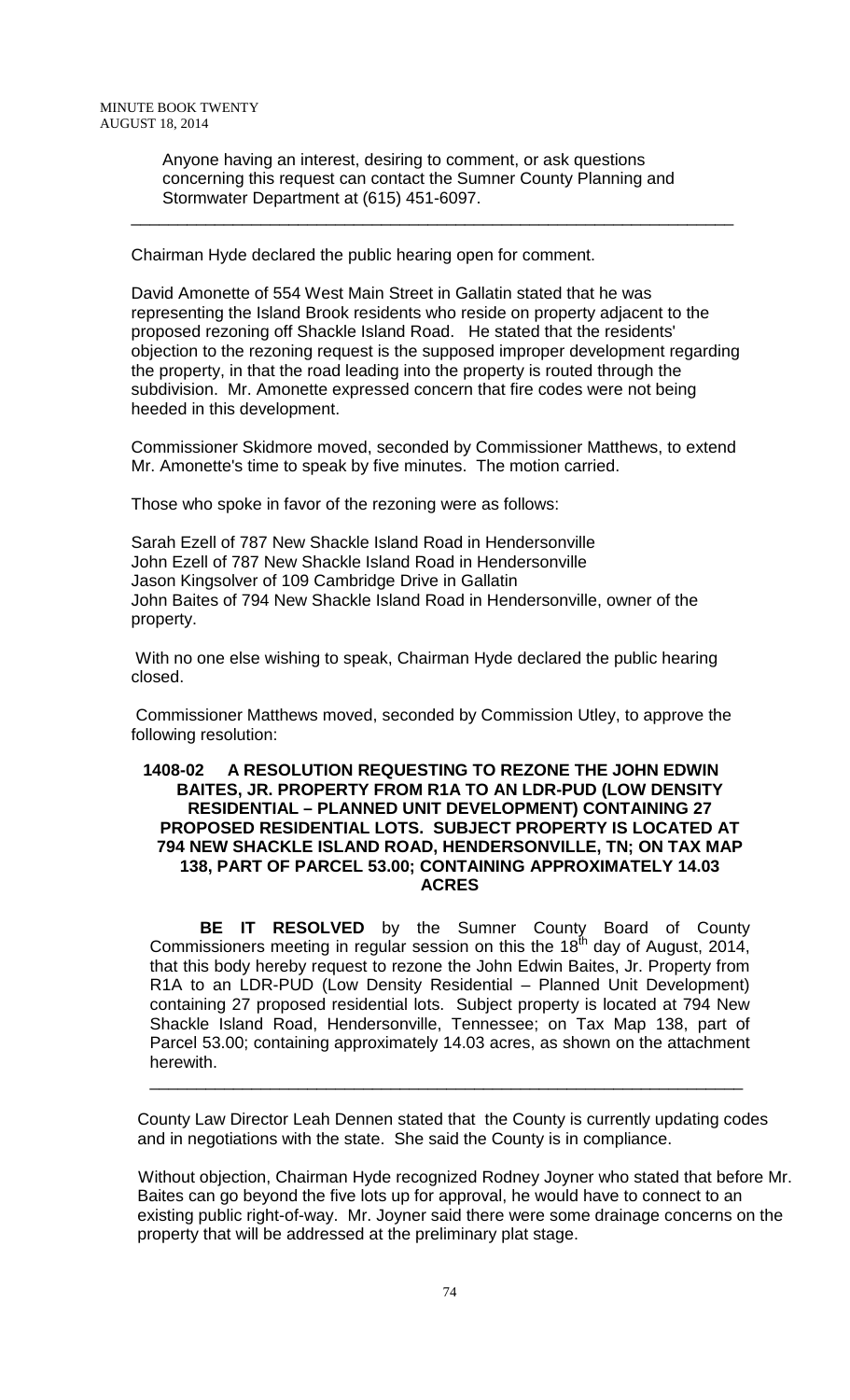Anyone having an interest, desiring to comment, or ask questions concerning this request can contact the Sumner County Planning and Stormwater Department at (615) 451-6097.

---

Chairman Hyde declared the public hearing open for comment.

David Amonette of 554 West Main Street in Gallatin stated that he was representing the Island Brook residents who reside on property adjacent to the proposed rezoning off Shackle Island Road. He stated that the residents' objection to the rezoning request is the supposed improper development regarding the property, in that the road leading into the property is routed through the subdivision. Mr. Amonette expressed concern that fire codes were not being heeded in this development.

Commissioner Skidmore moved, seconded by Commissioner Matthews, to extend Mr. Amonette's time to speak by five minutes. The motion carried.

Those who spoke in favor of the rezoning were as follows:

Sarah Ezell of 787 New Shackle Island Road in Hendersonville
John Ezell of 787 New Shackle Island Road in Hendersonville
Jason Kingsolver of 109 Cambridge Drive in Gallatin
John Baites of 794 New Shackle Island Road in Hendersonville, owner of the property.

With no one else wishing to speak, Chairman Hyde declared the public hearing closed.

Commissioner Matthews moved, seconded by Commission Utley, to approve the following resolution:

**1408-02 A RESOLUTION REQUESTING TO REZONE THE JOHN EDWIN BAITES, JR. PROPERTY FROM R1A TO AN LDR-PUD (LOW DENSITY RESIDENTIAL – PLANNED UNIT DEVELOPMENT) CONTAINING 27 PROPOSED RESIDENTIAL LOTS. SUBJECT PROPERTY IS LOCATED AT 794 NEW SHACKLE ISLAND ROAD, HENDERSONVILLE, TN; ON TAX MAP 138, PART OF PARCEL 53.00; CONTAINING APPROXIMATELY 14.03 ACRES**

**BE IT RESOLVED** by the Sumner County Board of County Commissioners meeting in regular session on this the 18th day of August, 2014, that this body hereby request to rezone the John Edwin Baites, Jr. Property from R1A to an LDR-PUD (Low Density Residential – Planned Unit Development) containing 27 proposed residential lots. Subject property is located at 794 New Shackle Island Road, Hendersonville, Tennessee; on Tax Map 138, part of Parcel 53.00; containing approximately 14.03 acres, as shown on the attachment herewith.

---

County Law Director Leah Dennen stated that the County is currently updating codes and in negotiations with the state. She said the County is in compliance.

Without objection, Chairman Hyde recognized Rodney Joyner who stated that before Mr. Baites can go beyond the five lots up for approval, he would have to connect to an existing public right-of-way. Mr. Joyner said there were some drainage concerns on the property that will be addressed at the preliminary plat stage.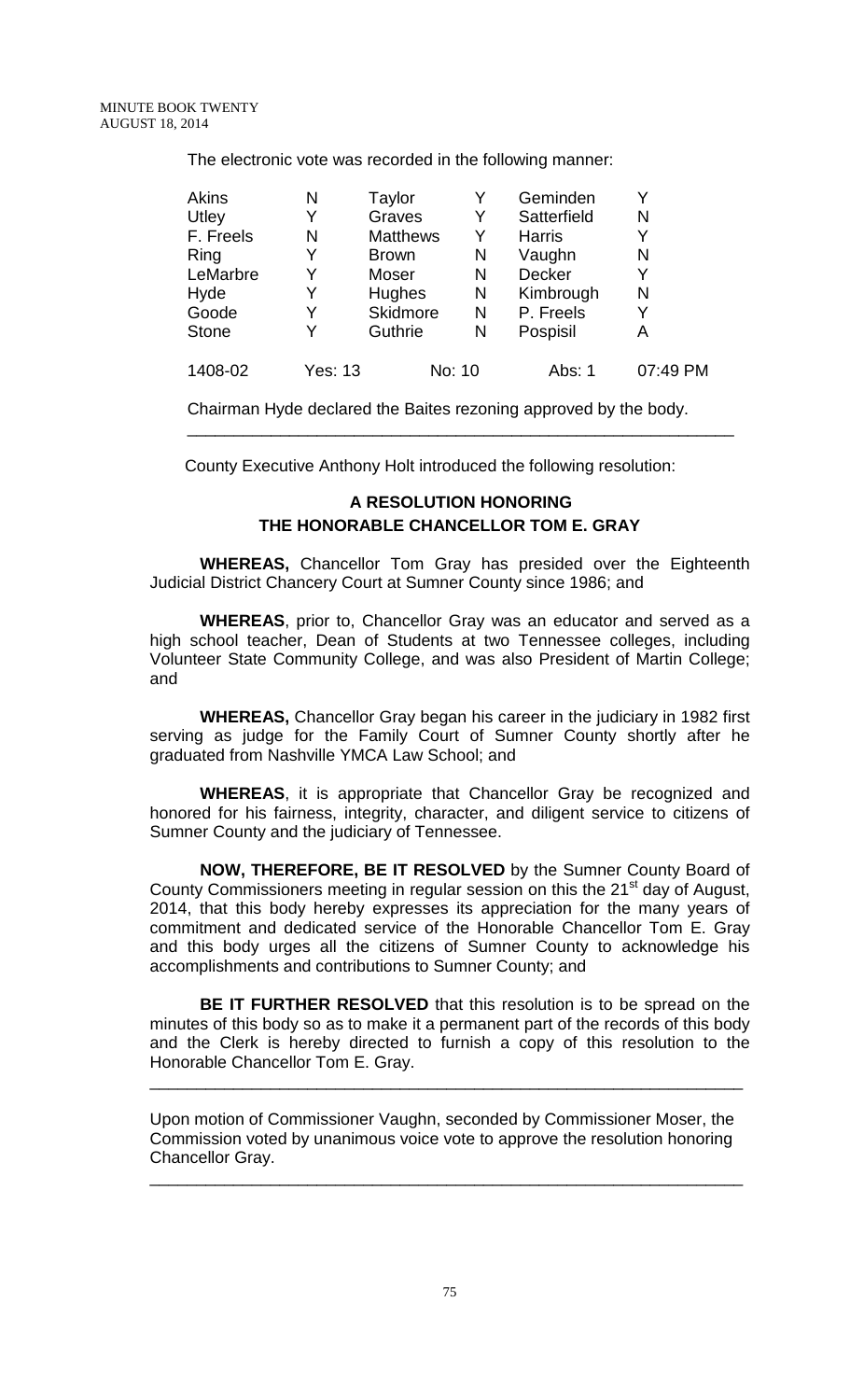The electronic vote was recorded in the following manner:

| | | | | | |
|---|---|---|---|---|---|
| Akins | N | Taylor | Y | Geminden | Y |
| Utley | Y | Graves | Y | Satterfield | N |
| F. Freels | N | Matthews | Y | Harris | Y |
| Ring | Y | Brown | N | Vaughn | N |
| LeMarbre | Y | Moser | N | Decker | Y |
| Hyde | Y | Hughes | N | Kimbrough | N |
| Goode | Y | Skidmore | N | P. Freels | Y |
| Stone | Y | Guthrie | N | Pospisil | A |

1408-02 Yes: 13 No: 10 Abs: 1 07:49 PM

Chairman Hyde declared the Baites rezoning approved by the body.

---

County Executive Anthony Holt introduced the following resolution:

**A RESOLUTION HONORING**
**THE HONORABLE CHANCELLOR TOM E. GRAY**

**WHEREAS,** Chancellor Tom Gray has presided over the Eighteenth Judicial District Chancery Court at Sumner County since 1986; and

**WHEREAS**, prior to, Chancellor Gray was an educator and served as a high school teacher, Dean of Students at two Tennessee colleges, including Volunteer State Community College, and was also President of Martin College; and

**WHEREAS,** Chancellor Gray began his career in the judiciary in 1982 first serving as judge for the Family Court of Sumner County shortly after he graduated from Nashville YMCA Law School; and

**WHEREAS**, it is appropriate that Chancellor Gray be recognized and honored for his fairness, integrity, character, and diligent service to citizens of Sumner County and the judiciary of Tennessee.

**NOW, THEREFORE, BE IT RESOLVED** by the Sumner County Board of County Commissioners meeting in regular session on this the 21st day of August, 2014, that this body hereby expresses its appreciation for the many years of commitment and dedicated service of the Honorable Chancellor Tom E. Gray and this body urges all the citizens of Sumner County to acknowledge his accomplishments and contributions to Sumner County; and

**BE IT FURTHER RESOLVED** that this resolution is to be spread on the minutes of this body so as to make it a permanent part of the records of this body and the Clerk is hereby directed to furnish a copy of this resolution to the Honorable Chancellor Tom E. Gray.

---

Upon motion of Commissioner Vaughn, seconded by Commissioner Moser, the Commission voted by unanimous voice vote to approve the resolution honoring Chancellor Gray.

---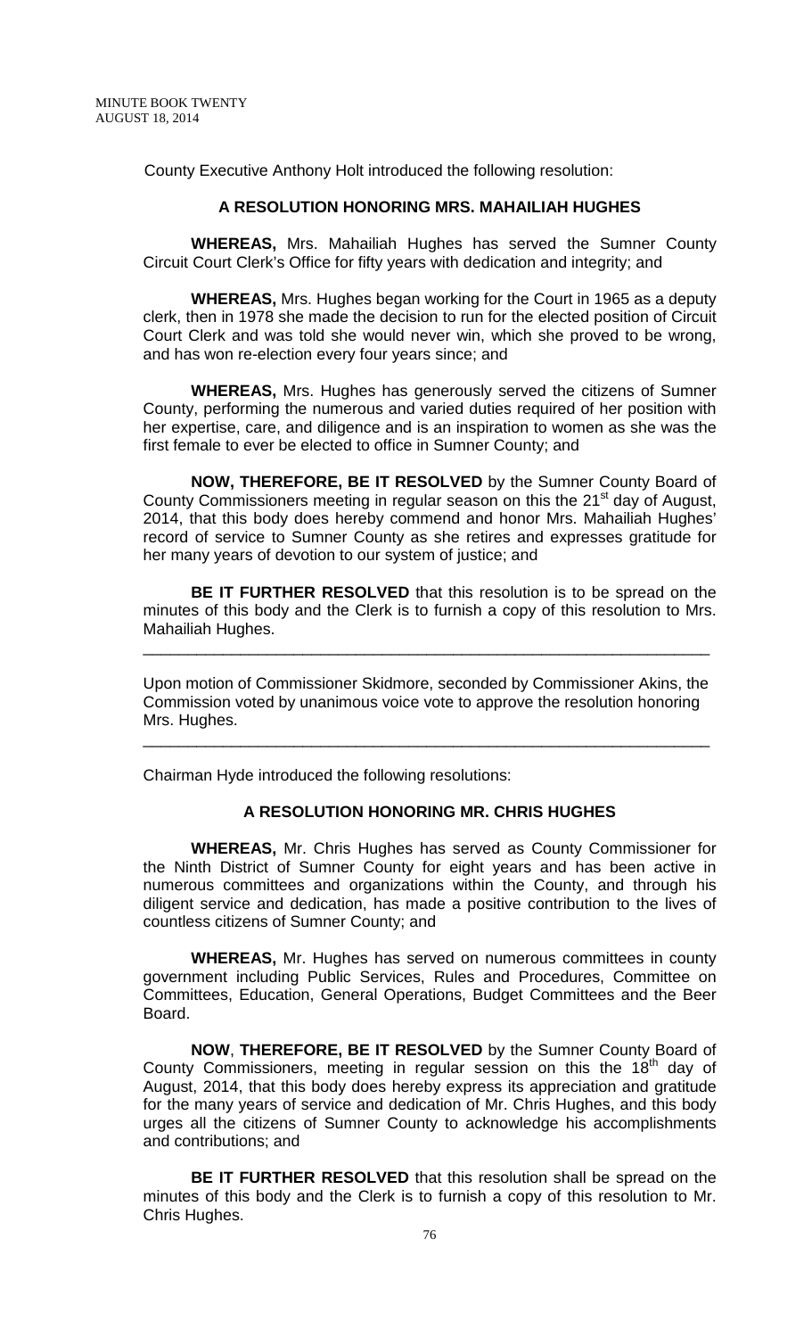County Executive Anthony Holt introduced the following resolution:

**A RESOLUTION HONORING MRS. MAHAILIAH HUGHES**

**WHEREAS,** Mrs. Mahailiah Hughes has served the Sumner County Circuit Court Clerk's Office for fifty years with dedication and integrity; and

**WHEREAS,** Mrs. Hughes began working for the Court in 1965 as a deputy clerk, then in 1978 she made the decision to run for the elected position of Circuit Court Clerk and was told she would never win, which she proved to be wrong, and has won re-election every four years since; and

**WHEREAS,** Mrs. Hughes has generously served the citizens of Sumner County, performing the numerous and varied duties required of her position with her expertise, care, and diligence and is an inspiration to women as she was the first female to ever be elected to office in Sumner County; and

**NOW, THEREFORE, BE IT RESOLVED** by the Sumner County Board of County Commissioners meeting in regular season on this the 21st day of August, 2014, that this body does hereby commend and honor Mrs. Mahailiah Hughes' record of service to Sumner County as she retires and expresses gratitude for her many years of devotion to our system of justice; and

**BE IT FURTHER RESOLVED** that this resolution is to be spread on the minutes of this body and the Clerk is to furnish a copy of this resolution to Mrs. Mahailiah Hughes.

---

Upon motion of Commissioner Skidmore, seconded by Commissioner Akins, the Commission voted by unanimous voice vote to approve the resolution honoring Mrs. Hughes.

---

Chairman Hyde introduced the following resolutions:

**A RESOLUTION HONORING MR. CHRIS HUGHES**

**WHEREAS,** Mr. Chris Hughes has served as County Commissioner for the Ninth District of Sumner County for eight years and has been active in numerous committees and organizations within the County, and through his diligent service and dedication, has made a positive contribution to the lives of countless citizens of Sumner County; and

**WHEREAS,** Mr. Hughes has served on numerous committees in county government including Public Services, Rules and Procedures, Committee on Committees, Education, General Operations, Budget Committees and the Beer Board.

**NOW**, **THEREFORE, BE IT RESOLVED** by the Sumner County Board of County Commissioners, meeting in regular session on this the 18th day of August, 2014, that this body does hereby express its appreciation and gratitude for the many years of service and dedication of Mr. Chris Hughes, and this body urges all the citizens of Sumner County to acknowledge his accomplishments and contributions; and

**BE IT FURTHER RESOLVED** that this resolution shall be spread on the minutes of this body and the Clerk is to furnish a copy of this resolution to Mr. Chris Hughes.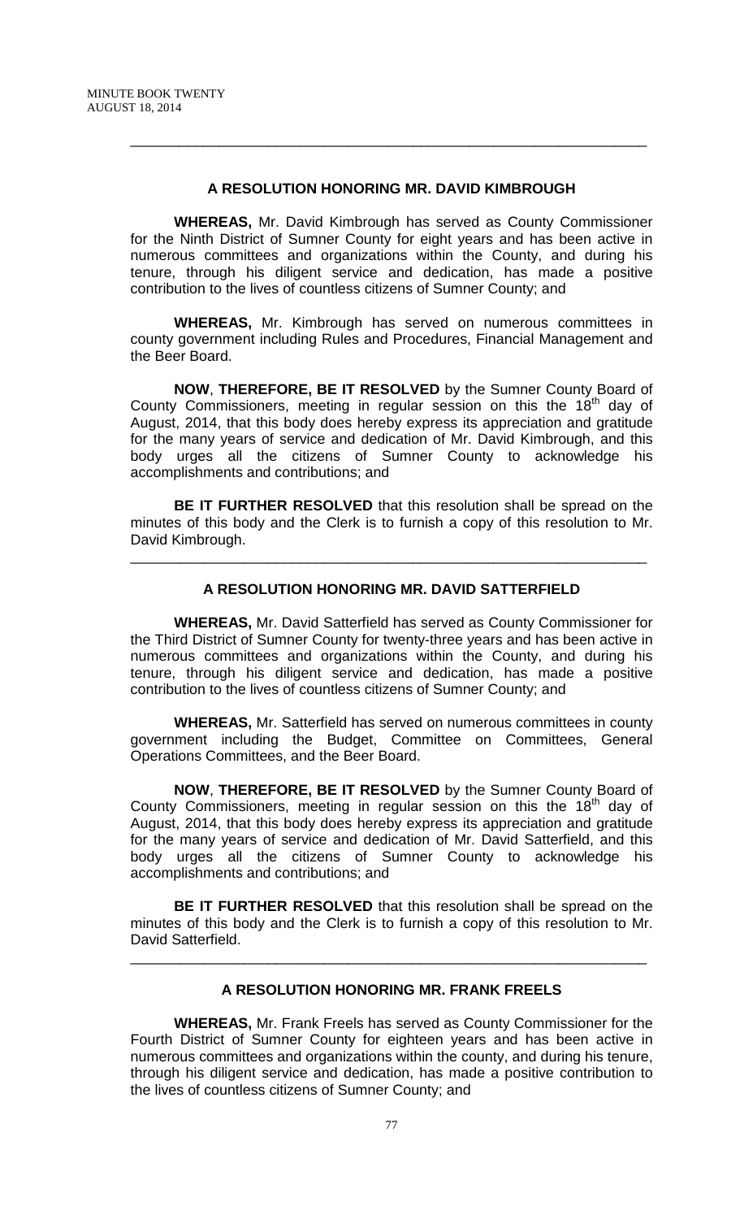---

### A RESOLUTION HONORING MR. DAVID KIMBROUGH

**WHEREAS,** Mr. David Kimbrough has served as County Commissioner for the Ninth District of Sumner County for eight years and has been active in numerous committees and organizations within the County, and during his tenure, through his diligent service and dedication, has made a positive contribution to the lives of countless citizens of Sumner County; and

**WHEREAS,** Mr. Kimbrough has served on numerous committees in county government including Rules and Procedures, Financial Management and the Beer Board.

**NOW**, **THEREFORE, BE IT RESOLVED** by the Sumner County Board of County Commissioners, meeting in regular session on this the 18th day of August, 2014, that this body does hereby express its appreciation and gratitude for the many years of service and dedication of Mr. David Kimbrough, and this body urges all the citizens of Sumner County to acknowledge his accomplishments and contributions; and

**BE IT FURTHER RESOLVED** that this resolution shall be spread on the minutes of this body and the Clerk is to furnish a copy of this resolution to Mr. David Kimbrough.

---

### A RESOLUTION HONORING MR. DAVID SATTERFIELD

**WHEREAS,** Mr. David Satterfield has served as County Commissioner for the Third District of Sumner County for twenty-three years and has been active in numerous committees and organizations within the County, and during his tenure, through his diligent service and dedication, has made a positive contribution to the lives of countless citizens of Sumner County; and

**WHEREAS,** Mr. Satterfield has served on numerous committees in county government including the Budget, Committee on Committees, General Operations Committees, and the Beer Board.

**NOW**, **THEREFORE, BE IT RESOLVED** by the Sumner County Board of County Commissioners, meeting in regular session on this the 18th day of August, 2014, that this body does hereby express its appreciation and gratitude for the many years of service and dedication of Mr. David Satterfield, and this body urges all the citizens of Sumner County to acknowledge his accomplishments and contributions; and

**BE IT FURTHER RESOLVED** that this resolution shall be spread on the minutes of this body and the Clerk is to furnish a copy of this resolution to Mr. David Satterfield.

---

### A RESOLUTION HONORING MR. FRANK FREELS

**WHEREAS,** Mr. Frank Freels has served as County Commissioner for the Fourth District of Sumner County for eighteen years and has been active in numerous committees and organizations within the county, and during his tenure, through his diligent service and dedication, has made a positive contribution to the lives of countless citizens of Sumner County; and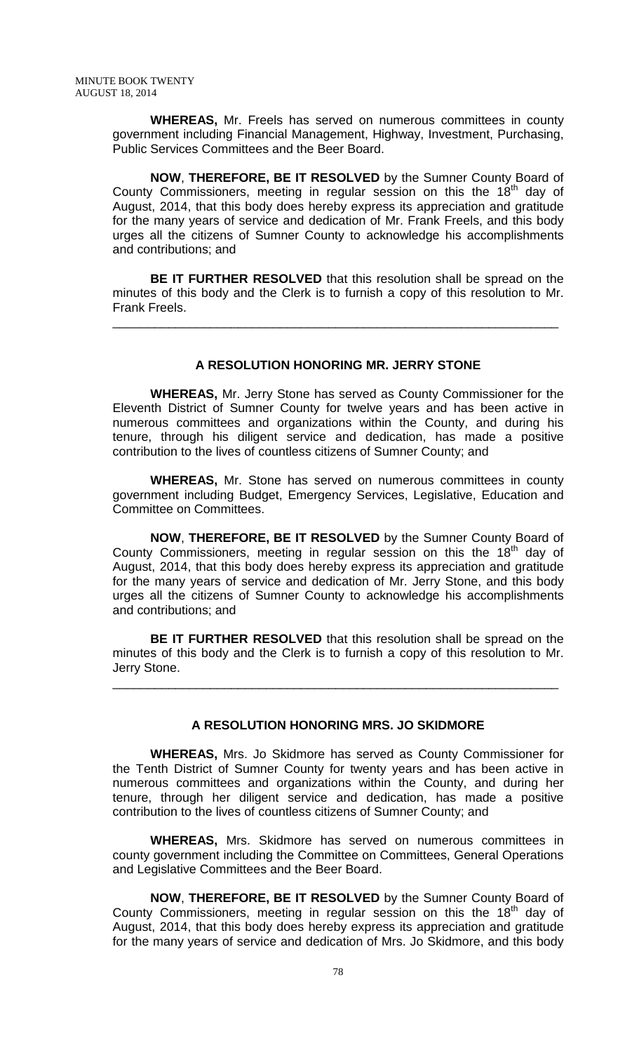**WHEREAS,** Mr. Freels has served on numerous committees in county government including Financial Management, Highway, Investment, Purchasing, Public Services Committees and the Beer Board.

**NOW**, **THEREFORE, BE IT RESOLVED** by the Sumner County Board of County Commissioners, meeting in regular session on this the 18th day of August, 2014, that this body does hereby express its appreciation and gratitude for the many years of service and dedication of Mr. Frank Freels, and this body urges all the citizens of Sumner County to acknowledge his accomplishments and contributions; and

**BE IT FURTHER RESOLVED** that this resolution shall be spread on the minutes of this body and the Clerk is to furnish a copy of this resolution to Mr. Frank Freels.

---

### A RESOLUTION HONORING MR. JERRY STONE

**WHEREAS,** Mr. Jerry Stone has served as County Commissioner for the Eleventh District of Sumner County for twelve years and has been active in numerous committees and organizations within the County, and during his tenure, through his diligent service and dedication, has made a positive contribution to the lives of countless citizens of Sumner County; and

**WHEREAS,** Mr. Stone has served on numerous committees in county government including Budget, Emergency Services, Legislative, Education and Committee on Committees.

**NOW**, **THEREFORE, BE IT RESOLVED** by the Sumner County Board of County Commissioners, meeting in regular session on this the 18th day of August, 2014, that this body does hereby express its appreciation and gratitude for the many years of service and dedication of Mr. Jerry Stone, and this body urges all the citizens of Sumner County to acknowledge his accomplishments and contributions; and

**BE IT FURTHER RESOLVED** that this resolution shall be spread on the minutes of this body and the Clerk is to furnish a copy of this resolution to Mr. Jerry Stone.

---

### A RESOLUTION HONORING MRS. JO SKIDMORE

**WHEREAS,** Mrs. Jo Skidmore has served as County Commissioner for the Tenth District of Sumner County for twenty years and has been active in numerous committees and organizations within the County, and during her tenure, through her diligent service and dedication, has made a positive contribution to the lives of countless citizens of Sumner County; and

**WHEREAS,** Mrs. Skidmore has served on numerous committees in county government including the Committee on Committees, General Operations and Legislative Committees and the Beer Board.

**NOW**, **THEREFORE, BE IT RESOLVED** by the Sumner County Board of County Commissioners, meeting in regular session on this the 18th day of August, 2014, that this body does hereby express its appreciation and gratitude for the many years of service and dedication of Mrs. Jo Skidmore, and this body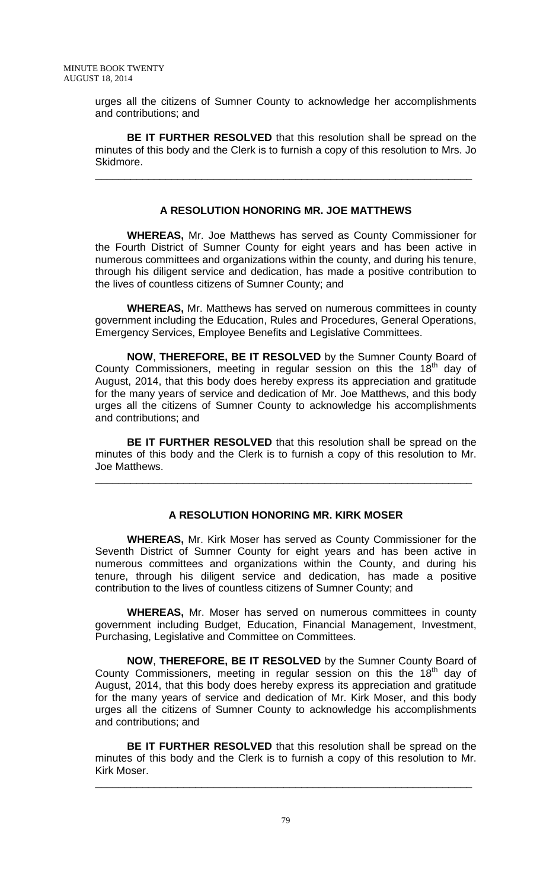urges all the citizens of Sumner County to acknowledge her accomplishments and contributions; and

**BE IT FURTHER RESOLVED** that this resolution shall be spread on the minutes of this body and the Clerk is to furnish a copy of this resolution to Mrs. Jo Skidmore.

---

### A RESOLUTION HONORING MR. JOE MATTHEWS

**WHEREAS,** Mr. Joe Matthews has served as County Commissioner for the Fourth District of Sumner County for eight years and has been active in numerous committees and organizations within the county, and during his tenure, through his diligent service and dedication, has made a positive contribution to the lives of countless citizens of Sumner County; and

**WHEREAS,** Mr. Matthews has served on numerous committees in county government including the Education, Rules and Procedures, General Operations, Emergency Services, Employee Benefits and Legislative Committees.

**NOW**, **THEREFORE, BE IT RESOLVED** by the Sumner County Board of County Commissioners, meeting in regular session on this the 18th day of August, 2014, that this body does hereby express its appreciation and gratitude for the many years of service and dedication of Mr. Joe Matthews, and this body urges all the citizens of Sumner County to acknowledge his accomplishments and contributions; and

**BE IT FURTHER RESOLVED** that this resolution shall be spread on the minutes of this body and the Clerk is to furnish a copy of this resolution to Mr. Joe Matthews.

---

### A RESOLUTION HONORING MR. KIRK MOSER

**WHEREAS,** Mr. Kirk Moser has served as County Commissioner for the Seventh District of Sumner County for eight years and has been active in numerous committees and organizations within the County, and during his tenure, through his diligent service and dedication, has made a positive contribution to the lives of countless citizens of Sumner County; and

**WHEREAS,** Mr. Moser has served on numerous committees in county government including Budget, Education, Financial Management, Investment, Purchasing, Legislative and Committee on Committees.

**NOW**, **THEREFORE, BE IT RESOLVED** by the Sumner County Board of County Commissioners, meeting in regular session on this the 18th day of August, 2014, that this body does hereby express its appreciation and gratitude for the many years of service and dedication of Mr. Kirk Moser, and this body urges all the citizens of Sumner County to acknowledge his accomplishments and contributions; and

**BE IT FURTHER RESOLVED** that this resolution shall be spread on the minutes of this body and the Clerk is to furnish a copy of this resolution to Mr. Kirk Moser.

---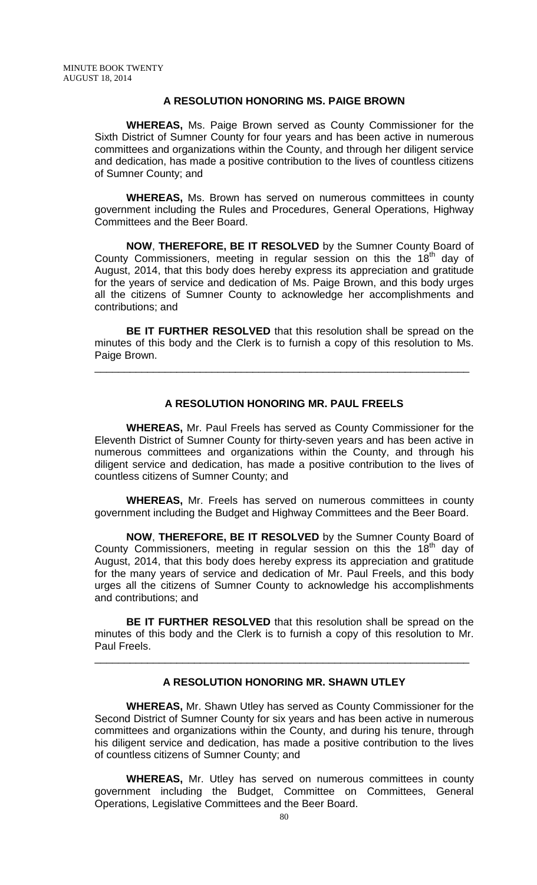### A RESOLUTION HONORING MS. PAIGE BROWN

**WHEREAS,** Ms. Paige Brown served as County Commissioner for the Sixth District of Sumner County for four years and has been active in numerous committees and organizations within the County, and through her diligent service and dedication, has made a positive contribution to the lives of countless citizens of Sumner County; and

**WHEREAS,** Ms. Brown has served on numerous committees in county government including the Rules and Procedures, General Operations, Highway Committees and the Beer Board.

**NOW**, **THEREFORE, BE IT RESOLVED** by the Sumner County Board of County Commissioners, meeting in regular session on this the 18th day of August, 2014, that this body does hereby express its appreciation and gratitude for the years of service and dedication of Ms. Paige Brown, and this body urges all the citizens of Sumner County to acknowledge her accomplishments and contributions; and

**BE IT FURTHER RESOLVED** that this resolution shall be spread on the minutes of this body and the Clerk is to furnish a copy of this resolution to Ms. Paige Brown.

---

### A RESOLUTION HONORING MR. PAUL FREELS

**WHEREAS,** Mr. Paul Freels has served as County Commissioner for the Eleventh District of Sumner County for thirty-seven years and has been active in numerous committees and organizations within the County, and through his diligent service and dedication, has made a positive contribution to the lives of countless citizens of Sumner County; and

**WHEREAS,** Mr. Freels has served on numerous committees in county government including the Budget and Highway Committees and the Beer Board.

**NOW**, **THEREFORE, BE IT RESOLVED** by the Sumner County Board of County Commissioners, meeting in regular session on this the 18th day of August, 2014, that this body does hereby express its appreciation and gratitude for the many years of service and dedication of Mr. Paul Freels, and this body urges all the citizens of Sumner County to acknowledge his accomplishments and contributions; and

**BE IT FURTHER RESOLVED** that this resolution shall be spread on the minutes of this body and the Clerk is to furnish a copy of this resolution to Mr. Paul Freels.

---

### A RESOLUTION HONORING MR. SHAWN UTLEY

**WHEREAS,** Mr. Shawn Utley has served as County Commissioner for the Second District of Sumner County for six years and has been active in numerous committees and organizations within the County, and during his tenure, through his diligent service and dedication, has made a positive contribution to the lives of countless citizens of Sumner County; and

**WHEREAS,** Mr. Utley has served on numerous committees in county government including the Budget, Committee on Committees, General Operations, Legislative Committees and the Beer Board.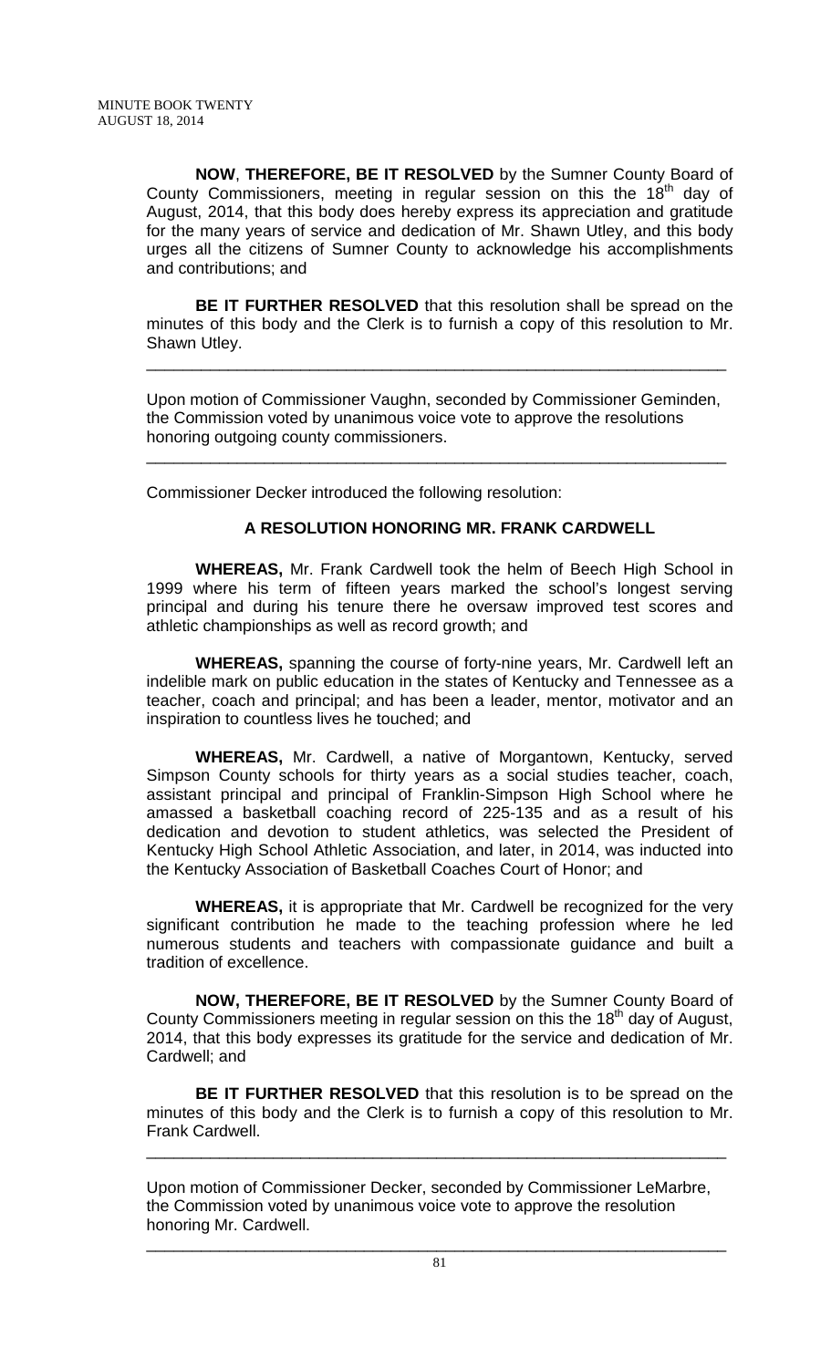**NOW**, **THEREFORE, BE IT RESOLVED** by the Sumner County Board of County Commissioners, meeting in regular session on this the 18th day of August, 2014, that this body does hereby express its appreciation and gratitude for the many years of service and dedication of Mr. Shawn Utley, and this body urges all the citizens of Sumner County to acknowledge his accomplishments and contributions; and

**BE IT FURTHER RESOLVED** that this resolution shall be spread on the minutes of this body and the Clerk is to furnish a copy of this resolution to Mr. Shawn Utley.

---

Upon motion of Commissioner Vaughn, seconded by Commissioner Geminden, the Commission voted by unanimous voice vote to approve the resolutions honoring outgoing county commissioners.

---

Commissioner Decker introduced the following resolution:

**A RESOLUTION HONORING MR. FRANK CARDWELL**

**WHEREAS,** Mr. Frank Cardwell took the helm of Beech High School in 1999 where his term of fifteen years marked the school's longest serving principal and during his tenure there he oversaw improved test scores and athletic championships as well as record growth; and

**WHEREAS,** spanning the course of forty-nine years, Mr. Cardwell left an indelible mark on public education in the states of Kentucky and Tennessee as a teacher, coach and principal; and has been a leader, mentor, motivator and an inspiration to countless lives he touched; and

**WHEREAS,** Mr. Cardwell, a native of Morgantown, Kentucky, served Simpson County schools for thirty years as a social studies teacher, coach, assistant principal and principal of Franklin-Simpson High School where he amassed a basketball coaching record of 225-135 and as a result of his dedication and devotion to student athletics, was selected the President of Kentucky High School Athletic Association, and later, in 2014, was inducted into the Kentucky Association of Basketball Coaches Court of Honor; and

**WHEREAS,** it is appropriate that Mr. Cardwell be recognized for the very significant contribution he made to the teaching profession where he led numerous students and teachers with compassionate guidance and built a tradition of excellence.

**NOW, THEREFORE, BE IT RESOLVED** by the Sumner County Board of County Commissioners meeting in regular session on this the 18th day of August, 2014, that this body expresses its gratitude for the service and dedication of Mr. Cardwell; and

**BE IT FURTHER RESOLVED** that this resolution is to be spread on the minutes of this body and the Clerk is to furnish a copy of this resolution to Mr. Frank Cardwell.

---

Upon motion of Commissioner Decker, seconded by Commissioner LeMarbre, the Commission voted by unanimous voice vote to approve the resolution honoring Mr. Cardwell.

---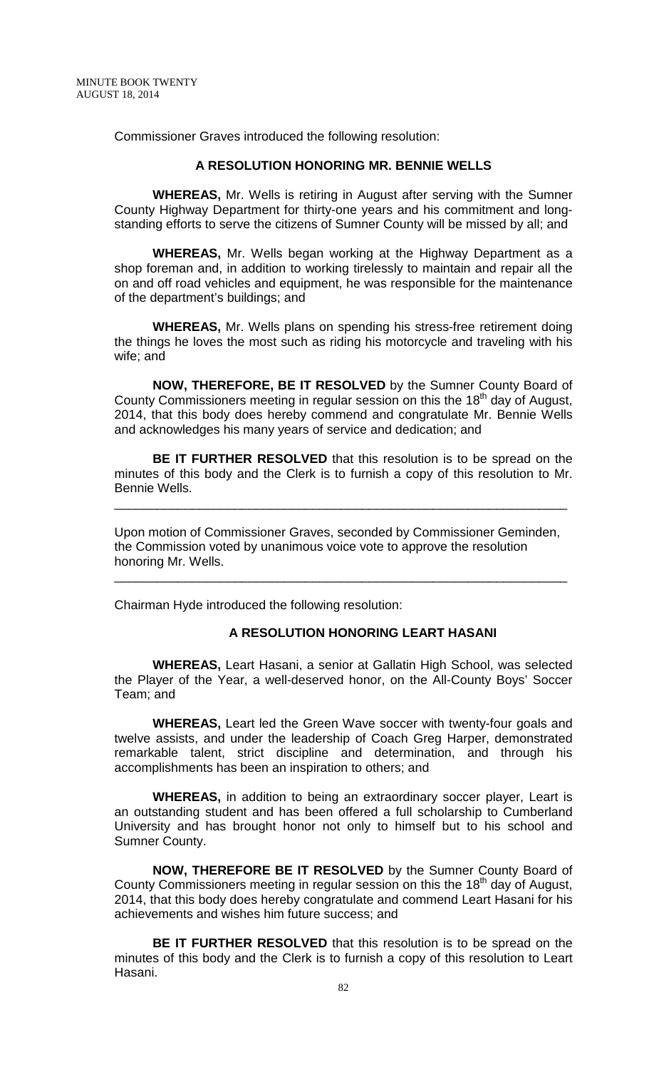Commissioner Graves introduced the following resolution:

### A RESOLUTION HONORING MR. BENNIE WELLS

**WHEREAS,** Mr. Wells is retiring in August after serving with the Sumner County Highway Department for thirty-one years and his commitment and long-standing efforts to serve the citizens of Sumner County will be missed by all; and

**WHEREAS,** Mr. Wells began working at the Highway Department as a shop foreman and, in addition to working tirelessly to maintain and repair all the on and off road vehicles and equipment, he was responsible for the maintenance of the department's buildings; and

**WHEREAS,** Mr. Wells plans on spending his stress-free retirement doing the things he loves the most such as riding his motorcycle and traveling with his wife; and

**NOW, THEREFORE, BE IT RESOLVED** by the Sumner County Board of County Commissioners meeting in regular session on this the 18th day of August, 2014, that this body does hereby commend and congratulate Mr. Bennie Wells and acknowledges his many years of service and dedication; and

**BE IT FURTHER RESOLVED** that this resolution is to be spread on the minutes of this body and the Clerk is to furnish a copy of this resolution to Mr. Bennie Wells.

---

Upon motion of Commissioner Graves, seconded by Commissioner Geminden, the Commission voted by unanimous voice vote to approve the resolution honoring Mr. Wells.

---

Chairman Hyde introduced the following resolution:

### A RESOLUTION HONORING LEART HASANI

**WHEREAS,** Leart Hasani, a senior at Gallatin High School, was selected the Player of the Year, a well-deserved honor, on the All-County Boys' Soccer Team; and

**WHEREAS,** Leart led the Green Wave soccer with twenty-four goals and twelve assists, and under the leadership of Coach Greg Harper, demonstrated remarkable talent, strict discipline and determination, and through his accomplishments has been an inspiration to others; and

**WHEREAS,** in addition to being an extraordinary soccer player, Leart is an outstanding student and has been offered a full scholarship to Cumberland University and has brought honor not only to himself but to his school and Sumner County.

**NOW, THEREFORE BE IT RESOLVED** by the Sumner County Board of County Commissioners meeting in regular session on this the 18th day of August, 2014, that this body does hereby congratulate and commend Leart Hasani for his achievements and wishes him future success; and

**BE IT FURTHER RESOLVED** that this resolution is to be spread on the minutes of this body and the Clerk is to furnish a copy of this resolution to Leart Hasani.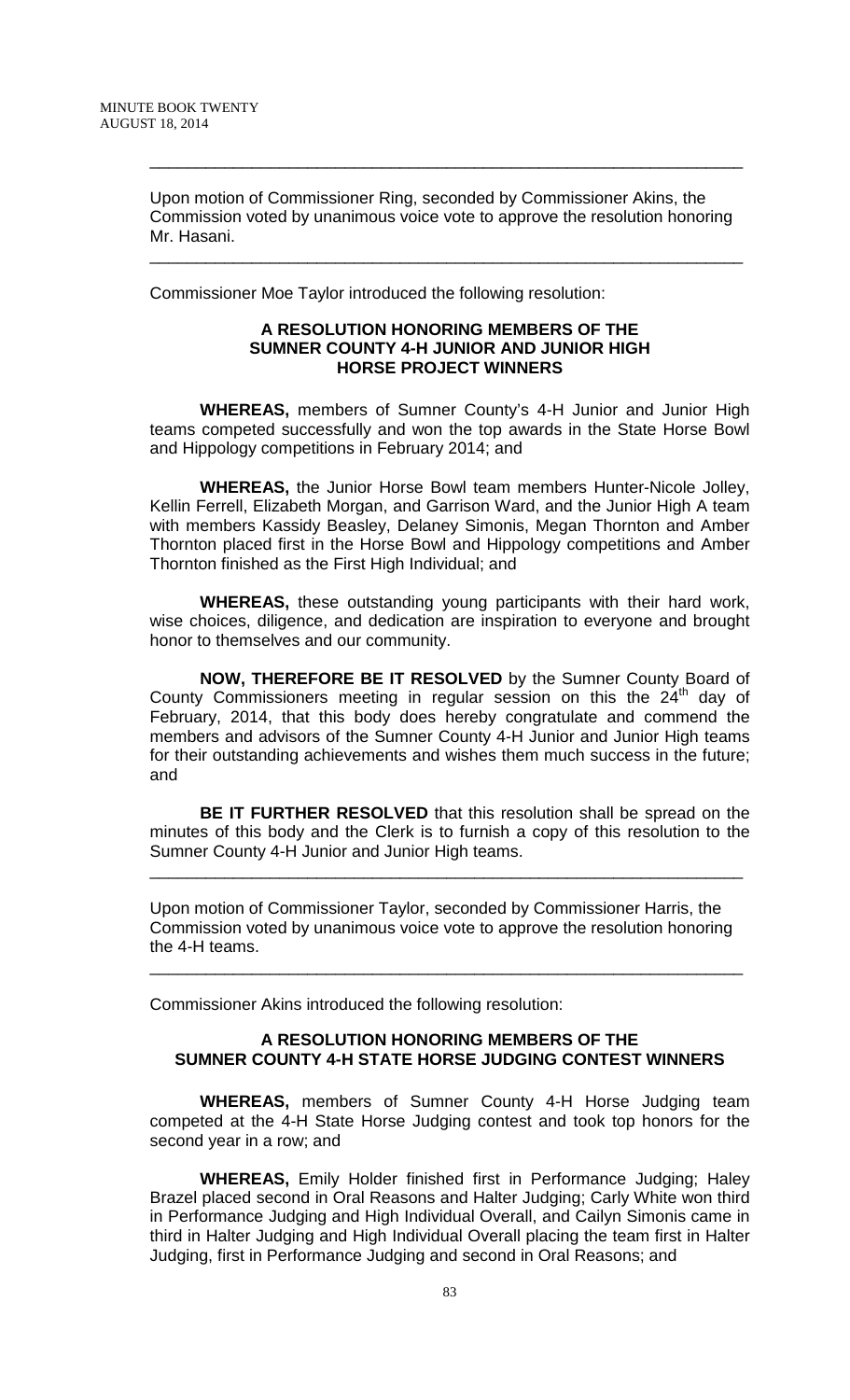---

Upon motion of Commissioner Ring, seconded by Commissioner Akins, the Commission voted by unanimous voice vote to approve the resolution honoring Mr. Hasani.

---

Commissioner Moe Taylor introduced the following resolution:

**A RESOLUTION HONORING MEMBERS OF THE SUMNER COUNTY 4-H JUNIOR AND JUNIOR HIGH HORSE PROJECT WINNERS**

**WHEREAS,** members of Sumner County's 4-H Junior and Junior High teams competed successfully and won the top awards in the State Horse Bowl and Hippology competitions in February 2014; and

**WHEREAS,** the Junior Horse Bowl team members Hunter-Nicole Jolley, Kellin Ferrell, Elizabeth Morgan, and Garrison Ward, and the Junior High A team with members Kassidy Beasley, Delaney Simonis, Megan Thornton and Amber Thornton placed first in the Horse Bowl and Hippology competitions and Amber Thornton finished as the First High Individual; and

**WHEREAS,** these outstanding young participants with their hard work, wise choices, diligence, and dedication are inspiration to everyone and brought honor to themselves and our community.

**NOW, THEREFORE BE IT RESOLVED** by the Sumner County Board of County Commissioners meeting in regular session on this the 24th day of February, 2014, that this body does hereby congratulate and commend the members and advisors of the Sumner County 4-H Junior and Junior High teams for their outstanding achievements and wishes them much success in the future; and

**BE IT FURTHER RESOLVED** that this resolution shall be spread on the minutes of this body and the Clerk is to furnish a copy of this resolution to the Sumner County 4-H Junior and Junior High teams.

---

Upon motion of Commissioner Taylor, seconded by Commissioner Harris, the Commission voted by unanimous voice vote to approve the resolution honoring the 4-H teams.

---

Commissioner Akins introduced the following resolution:

**A RESOLUTION HONORING MEMBERS OF THE SUMNER COUNTY 4-H STATE HORSE JUDGING CONTEST WINNERS**

**WHEREAS,** members of Sumner County 4-H Horse Judging team competed at the 4-H State Horse Judging contest and took top honors for the second year in a row; and

**WHEREAS,** Emily Holder finished first in Performance Judging; Haley Brazel placed second in Oral Reasons and Halter Judging; Carly White won third in Performance Judging and High Individual Overall, and Cailyn Simonis came in third in Halter Judging and High Individual Overall placing the team first in Halter Judging, first in Performance Judging and second in Oral Reasons; and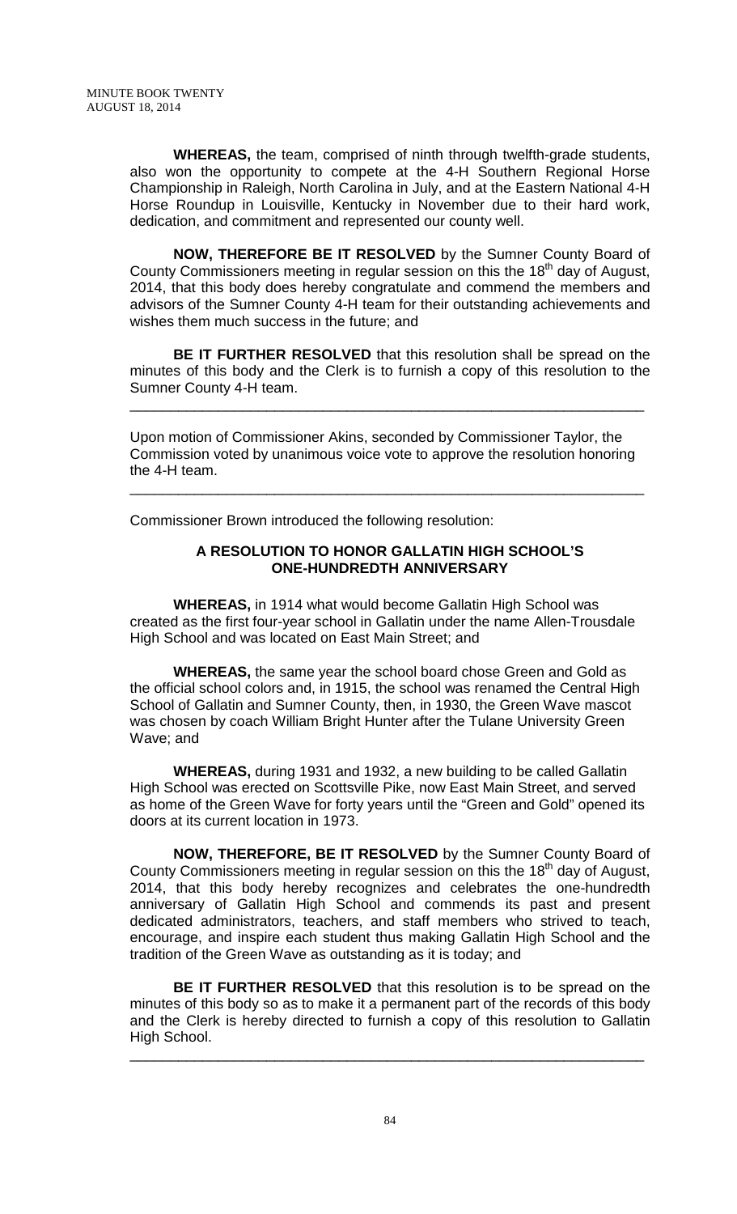**WHEREAS,** the team, comprised of ninth through twelfth-grade students, also won the opportunity to compete at the 4-H Southern Regional Horse Championship in Raleigh, North Carolina in July, and at the Eastern National 4-H Horse Roundup in Louisville, Kentucky in November due to their hard work, dedication, and commitment and represented our county well.

**NOW, THEREFORE BE IT RESOLVED** by the Sumner County Board of County Commissioners meeting in regular session on this the 18th day of August, 2014, that this body does hereby congratulate and commend the members and advisors of the Sumner County 4-H team for their outstanding achievements and wishes them much success in the future; and

**BE IT FURTHER RESOLVED** that this resolution shall be spread on the minutes of this body and the Clerk is to furnish a copy of this resolution to the Sumner County 4-H team.

---

Upon motion of Commissioner Akins, seconded by Commissioner Taylor, the Commission voted by unanimous voice vote to approve the resolution honoring the 4-H team.

---

Commissioner Brown introduced the following resolution:

**A RESOLUTION TO HONOR GALLATIN HIGH SCHOOL'S ONE-HUNDREDTH ANNIVERSARY**

**WHEREAS,** in 1914 what would become Gallatin High School was created as the first four-year school in Gallatin under the name Allen-Trousdale High School and was located on East Main Street; and

**WHEREAS,** the same year the school board chose Green and Gold as the official school colors and, in 1915, the school was renamed the Central High School of Gallatin and Sumner County, then, in 1930, the Green Wave mascot was chosen by coach William Bright Hunter after the Tulane University Green Wave; and

**WHEREAS,** during 1931 and 1932, a new building to be called Gallatin High School was erected on Scottsville Pike, now East Main Street, and served as home of the Green Wave for forty years until the "Green and Gold" opened its doors at its current location in 1973.

**NOW, THEREFORE, BE IT RESOLVED** by the Sumner County Board of County Commissioners meeting in regular session on this the 18th day of August, 2014, that this body hereby recognizes and celebrates the one-hundredth anniversary of Gallatin High School and commends its past and present dedicated administrators, teachers, and staff members who strived to teach, encourage, and inspire each student thus making Gallatin High School and the tradition of the Green Wave as outstanding as it is today; and

**BE IT FURTHER RESOLVED** that this resolution is to be spread on the minutes of this body so as to make it a permanent part of the records of this body and the Clerk is hereby directed to furnish a copy of this resolution to Gallatin High School.

---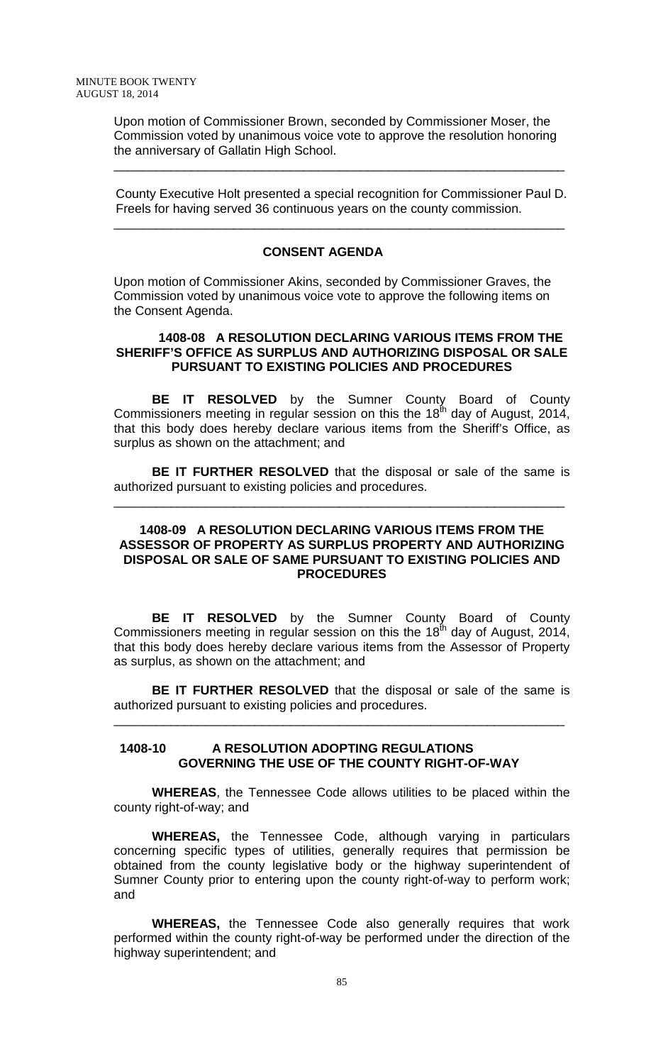Upon motion of Commissioner Brown, seconded by Commissioner Moser, the Commission voted by unanimous voice vote to approve the resolution honoring the anniversary of Gallatin High School.

---

County Executive Holt presented a special recognition for Commissioner Paul D. Freels for having served 36 continuous years on the county commission.

---

## CONSENT AGENDA

Upon motion of Commissioner Akins, seconded by Commissioner Graves, the Commission voted by unanimous voice vote to approve the following items on the Consent Agenda.

### 1408-08 A RESOLUTION DECLARING VARIOUS ITEMS FROM THE SHERIFF'S OFFICE AS SURPLUS AND AUTHORIZING DISPOSAL OR SALE PURSUANT TO EXISTING POLICIES AND PROCEDURES

**BE IT RESOLVED** by the Sumner County Board of County Commissioners meeting in regular session on this the 18th day of August, 2014, that this body does hereby declare various items from the Sheriff's Office, as surplus as shown on the attachment; and

**BE IT FURTHER RESOLVED** that the disposal or sale of the same is authorized pursuant to existing policies and procedures.

---

### 1408-09 A RESOLUTION DECLARING VARIOUS ITEMS FROM THE ASSESSOR OF PROPERTY AS SURPLUS PROPERTY AND AUTHORIZING DISPOSAL OR SALE OF SAME PURSUANT TO EXISTING POLICIES AND PROCEDURES

**BE IT RESOLVED** by the Sumner County Board of County Commissioners meeting in regular session on this the 18th day of August, 2014, that this body does hereby declare various items from the Assessor of Property as surplus, as shown on the attachment; and

**BE IT FURTHER RESOLVED** that the disposal or sale of the same is authorized pursuant to existing policies and procedures.

---

### 1408-10 A RESOLUTION ADOPTING REGULATIONS GOVERNING THE USE OF THE COUNTY RIGHT-OF-WAY

**WHEREAS**, the Tennessee Code allows utilities to be placed within the county right-of-way; and

**WHEREAS,** the Tennessee Code, although varying in particulars concerning specific types of utilities, generally requires that permission be obtained from the county legislative body or the highway superintendent of Sumner County prior to entering upon the county right-of-way to perform work; and

**WHEREAS,** the Tennessee Code also generally requires that work performed within the county right-of-way be performed under the direction of the highway superintendent; and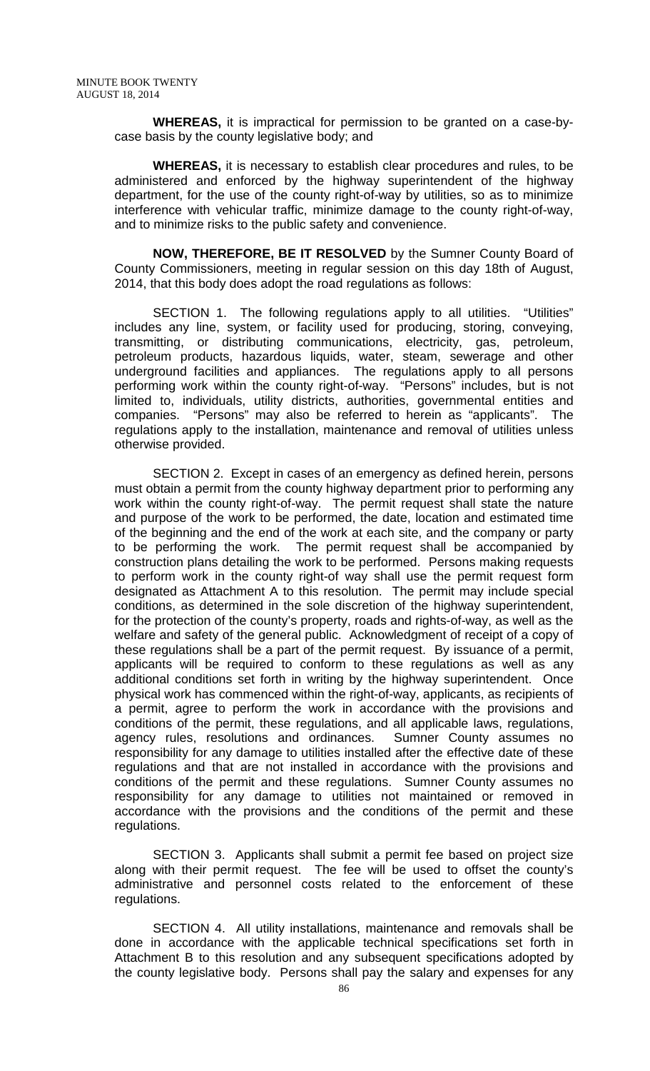**WHEREAS,** it is impractical for permission to be granted on a case-by-case basis by the county legislative body; and

**WHEREAS,** it is necessary to establish clear procedures and rules, to be administered and enforced by the highway superintendent of the highway department, for the use of the county right-of-way by utilities, so as to minimize interference with vehicular traffic, minimize damage to the county right-of-way, and to minimize risks to the public safety and convenience.

**NOW, THEREFORE, BE IT RESOLVED** by the Sumner County Board of County Commissioners, meeting in regular session on this day 18th of August, 2014, that this body does adopt the road regulations as follows:

SECTION 1. The following regulations apply to all utilities. "Utilities" includes any line, system, or facility used for producing, storing, conveying, transmitting, or distributing communications, electricity, gas, petroleum, petroleum products, hazardous liquids, water, steam, sewerage and other underground facilities and appliances. The regulations apply to all persons performing work within the county right-of-way. "Persons" includes, but is not limited to, individuals, utility districts, authorities, governmental entities and companies. "Persons" may also be referred to herein as "applicants". The regulations apply to the installation, maintenance and removal of utilities unless otherwise provided.

SECTION 2. Except in cases of an emergency as defined herein, persons must obtain a permit from the county highway department prior to performing any work within the county right-of-way. The permit request shall state the nature and purpose of the work to be performed, the date, location and estimated time of the beginning and the end of the work at each site, and the company or party to be performing the work. The permit request shall be accompanied by construction plans detailing the work to be performed. Persons making requests to perform work in the county right-of way shall use the permit request form designated as Attachment A to this resolution. The permit may include special conditions, as determined in the sole discretion of the highway superintendent, for the protection of the county's property, roads and rights-of-way, as well as the welfare and safety of the general public. Acknowledgment of receipt of a copy of these regulations shall be a part of the permit request. By issuance of a permit, applicants will be required to conform to these regulations as well as any additional conditions set forth in writing by the highway superintendent. Once physical work has commenced within the right-of-way, applicants, as recipients of a permit, agree to perform the work in accordance with the provisions and conditions of the permit, these regulations, and all applicable laws, regulations, agency rules, resolutions and ordinances. Sumner County assumes no responsibility for any damage to utilities installed after the effective date of these regulations and that are not installed in accordance with the provisions and conditions of the permit and these regulations. Sumner County assumes no responsibility for any damage to utilities not maintained or removed in accordance with the provisions and the conditions of the permit and these regulations.

SECTION 3. Applicants shall submit a permit fee based on project size along with their permit request. The fee will be used to offset the county's administrative and personnel costs related to the enforcement of these regulations.

SECTION 4. All utility installations, maintenance and removals shall be done in accordance with the applicable technical specifications set forth in Attachment B to this resolution and any subsequent specifications adopted by the county legislative body. Persons shall pay the salary and expenses for any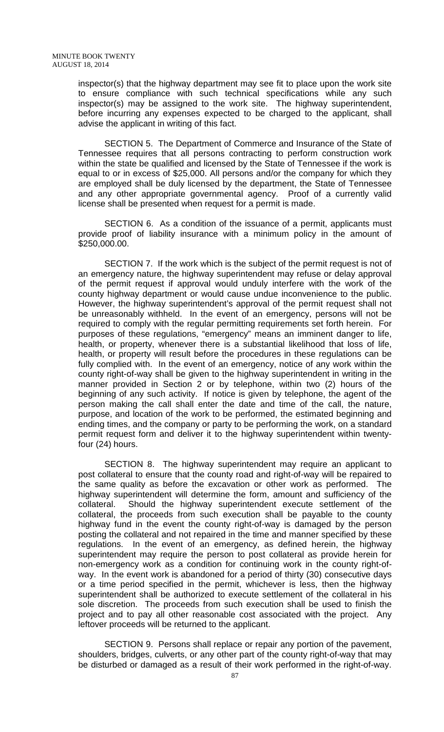inspector(s) that the highway department may see fit to place upon the work site to ensure compliance with such technical specifications while any such inspector(s) may be assigned to the work site. The highway superintendent, before incurring any expenses expected to be charged to the applicant, shall advise the applicant in writing of this fact.

SECTION 5. The Department of Commerce and Insurance of the State of Tennessee requires that all persons contracting to perform construction work within the state be qualified and licensed by the State of Tennessee if the work is equal to or in excess of $25,000. All persons and/or the company for which they are employed shall be duly licensed by the department, the State of Tennessee and any other appropriate governmental agency. Proof of a currently valid license shall be presented when request for a permit is made.

SECTION 6. As a condition of the issuance of a permit, applicants must provide proof of liability insurance with a minimum policy in the amount of $250,000.00.

SECTION 7. If the work which is the subject of the permit request is not of an emergency nature, the highway superintendent may refuse or delay approval of the permit request if approval would unduly interfere with the work of the county highway department or would cause undue inconvenience to the public. However, the highway superintendent's approval of the permit request shall not be unreasonably withheld. In the event of an emergency, persons will not be required to comply with the regular permitting requirements set forth herein. For purposes of these regulations, "emergency" means an imminent danger to life, health, or property, whenever there is a substantial likelihood that loss of life, health, or property will result before the procedures in these regulations can be fully complied with. In the event of an emergency, notice of any work within the county right-of-way shall be given to the highway superintendent in writing in the manner provided in Section 2 or by telephone, within two (2) hours of the beginning of any such activity. If notice is given by telephone, the agent of the person making the call shall enter the date and time of the call, the nature, purpose, and location of the work to be performed, the estimated beginning and ending times, and the company or party to be performing the work, on a standard permit request form and deliver it to the highway superintendent within twenty-four (24) hours.

SECTION 8. The highway superintendent may require an applicant to post collateral to ensure that the county road and right-of-way will be repaired to the same quality as before the excavation or other work as performed. The highway superintendent will determine the form, amount and sufficiency of the collateral. Should the highway superintendent execute settlement of the collateral, the proceeds from such execution shall be payable to the county highway fund in the event the county right-of-way is damaged by the person posting the collateral and not repaired in the time and manner specified by these regulations. In the event of an emergency, as defined herein, the highway superintendent may require the person to post collateral as provide herein for non-emergency work as a condition for continuing work in the county right-of-way. In the event work is abandoned for a period of thirty (30) consecutive days or a time period specified in the permit, whichever is less, then the highway superintendent shall be authorized to execute settlement of the collateral in his sole discretion. The proceeds from such execution shall be used to finish the project and to pay all other reasonable cost associated with the project. Any leftover proceeds will be returned to the applicant.

SECTION 9. Persons shall replace or repair any portion of the pavement, shoulders, bridges, culverts, or any other part of the county right-of-way that may be disturbed or damaged as a result of their work performed in the right-of-way.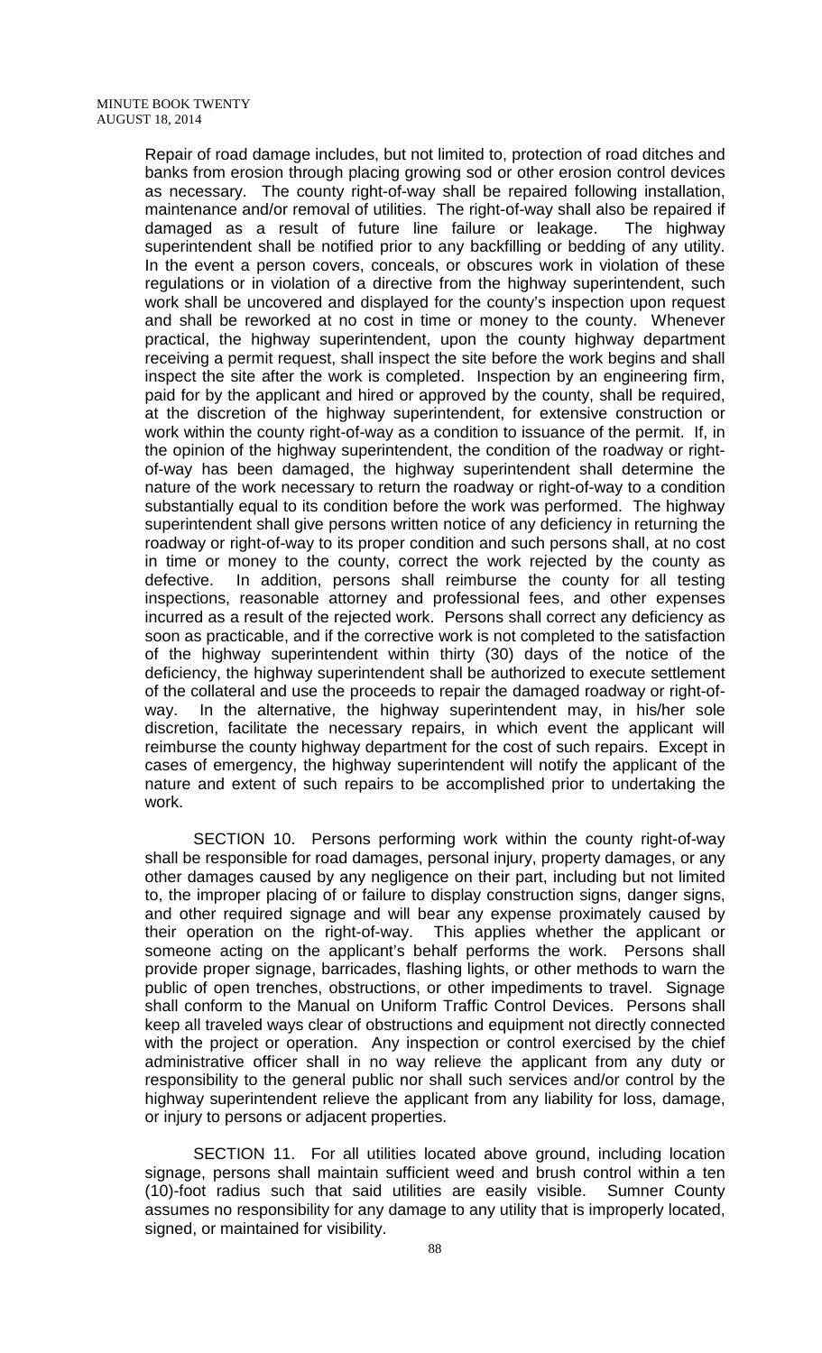Repair of road damage includes, but not limited to, protection of road ditches and banks from erosion through placing growing sod or other erosion control devices as necessary. The county right-of-way shall be repaired following installation, maintenance and/or removal of utilities. The right-of-way shall also be repaired if damaged as a result of future line failure or leakage. The highway superintendent shall be notified prior to any backfilling or bedding of any utility. In the event a person covers, conceals, or obscures work in violation of these regulations or in violation of a directive from the highway superintendent, such work shall be uncovered and displayed for the county's inspection upon request and shall be reworked at no cost in time or money to the county. Whenever practical, the highway superintendent, upon the county highway department receiving a permit request, shall inspect the site before the work begins and shall inspect the site after the work is completed. Inspection by an engineering firm, paid for by the applicant and hired or approved by the county, shall be required, at the discretion of the highway superintendent, for extensive construction or work within the county right-of-way as a condition to issuance of the permit. If, in the opinion of the highway superintendent, the condition of the roadway or right-of-way has been damaged, the highway superintendent shall determine the nature of the work necessary to return the roadway or right-of-way to a condition substantially equal to its condition before the work was performed. The highway superintendent shall give persons written notice of any deficiency in returning the roadway or right-of-way to its proper condition and such persons shall, at no cost in time or money to the county, correct the work rejected by the county as defective. In addition, persons shall reimburse the county for all testing inspections, reasonable attorney and professional fees, and other expenses incurred as a result of the rejected work. Persons shall correct any deficiency as soon as practicable, and if the corrective work is not completed to the satisfaction of the highway superintendent within thirty (30) days of the notice of the deficiency, the highway superintendent shall be authorized to execute settlement of the collateral and use the proceeds to repair the damaged roadway or right-of-way. In the alternative, the highway superintendent may, in his/her sole discretion, facilitate the necessary repairs, in which event the applicant will reimburse the county highway department for the cost of such repairs. Except in cases of emergency, the highway superintendent will notify the applicant of the nature and extent of such repairs to be accomplished prior to undertaking the work.

SECTION 10. Persons performing work within the county right-of-way shall be responsible for road damages, personal injury, property damages, or any other damages caused by any negligence on their part, including but not limited to, the improper placing of or failure to display construction signs, danger signs, and other required signage and will bear any expense proximately caused by their operation on the right-of-way. This applies whether the applicant or someone acting on the applicant's behalf performs the work. Persons shall provide proper signage, barricades, flashing lights, or other methods to warn the public of open trenches, obstructions, or other impediments to travel. Signage shall conform to the Manual on Uniform Traffic Control Devices. Persons shall keep all traveled ways clear of obstructions and equipment not directly connected with the project or operation. Any inspection or control exercised by the chief administrative officer shall in no way relieve the applicant from any duty or responsibility to the general public nor shall such services and/or control by the highway superintendent relieve the applicant from any liability for loss, damage, or injury to persons or adjacent properties.

SECTION 11. For all utilities located above ground, including location signage, persons shall maintain sufficient weed and brush control within a ten (10)-foot radius such that said utilities are easily visible. Sumner County assumes no responsibility for any damage to any utility that is improperly located, signed, or maintained for visibility.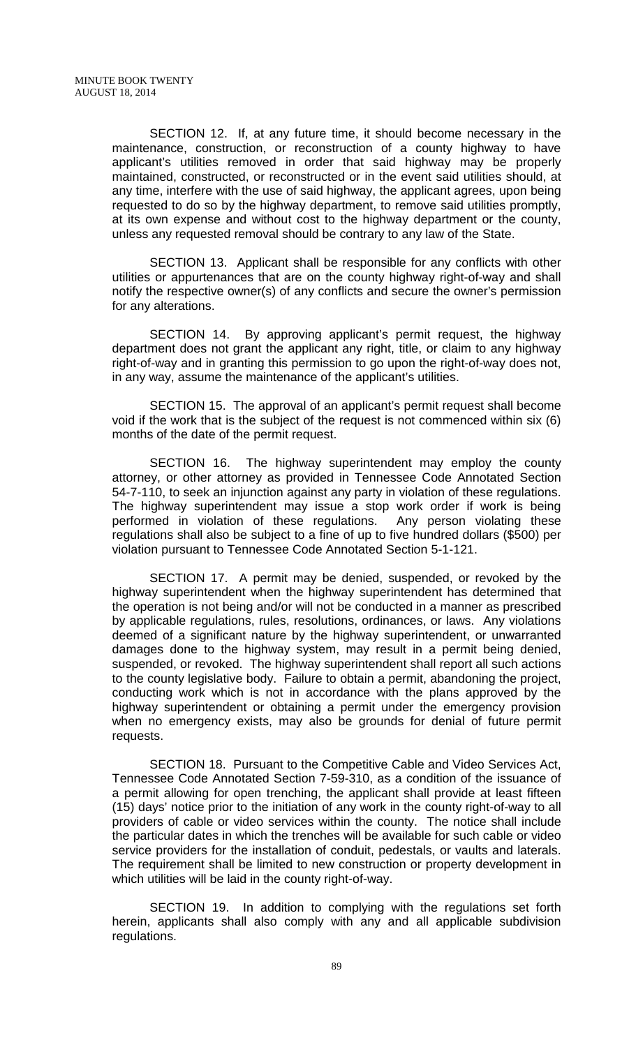SECTION 12. If, at any future time, it should become necessary in the maintenance, construction, or reconstruction of a county highway to have applicant's utilities removed in order that said highway may be properly maintained, constructed, or reconstructed or in the event said utilities should, at any time, interfere with the use of said highway, the applicant agrees, upon being requested to do so by the highway department, to remove said utilities promptly, at its own expense and without cost to the highway department or the county, unless any requested removal should be contrary to any law of the State.

SECTION 13. Applicant shall be responsible for any conflicts with other utilities or appurtenances that are on the county highway right-of-way and shall notify the respective owner(s) of any conflicts and secure the owner's permission for any alterations.

SECTION 14. By approving applicant's permit request, the highway department does not grant the applicant any right, title, or claim to any highway right-of-way and in granting this permission to go upon the right-of-way does not, in any way, assume the maintenance of the applicant's utilities.

SECTION 15. The approval of an applicant's permit request shall become void if the work that is the subject of the request is not commenced within six (6) months of the date of the permit request.

SECTION 16. The highway superintendent may employ the county attorney, or other attorney as provided in Tennessee Code Annotated Section 54-7-110, to seek an injunction against any party in violation of these regulations. The highway superintendent may issue a stop work order if work is being performed in violation of these regulations. Any person violating these regulations shall also be subject to a fine of up to five hundred dollars ($500) per violation pursuant to Tennessee Code Annotated Section 5-1-121.

SECTION 17. A permit may be denied, suspended, or revoked by the highway superintendent when the highway superintendent has determined that the operation is not being and/or will not be conducted in a manner as prescribed by applicable regulations, rules, resolutions, ordinances, or laws. Any violations deemed of a significant nature by the highway superintendent, or unwarranted damages done to the highway system, may result in a permit being denied, suspended, or revoked. The highway superintendent shall report all such actions to the county legislative body. Failure to obtain a permit, abandoning the project, conducting work which is not in accordance with the plans approved by the highway superintendent or obtaining a permit under the emergency provision when no emergency exists, may also be grounds for denial of future permit requests.

SECTION 18. Pursuant to the Competitive Cable and Video Services Act, Tennessee Code Annotated Section 7-59-310, as a condition of the issuance of a permit allowing for open trenching, the applicant shall provide at least fifteen (15) days' notice prior to the initiation of any work in the county right-of-way to all providers of cable or video services within the county. The notice shall include the particular dates in which the trenches will be available for such cable or video service providers for the installation of conduit, pedestals, or vaults and laterals. The requirement shall be limited to new construction or property development in which utilities will be laid in the county right-of-way.

SECTION 19. In addition to complying with the regulations set forth herein, applicants shall also comply with any and all applicable subdivision regulations.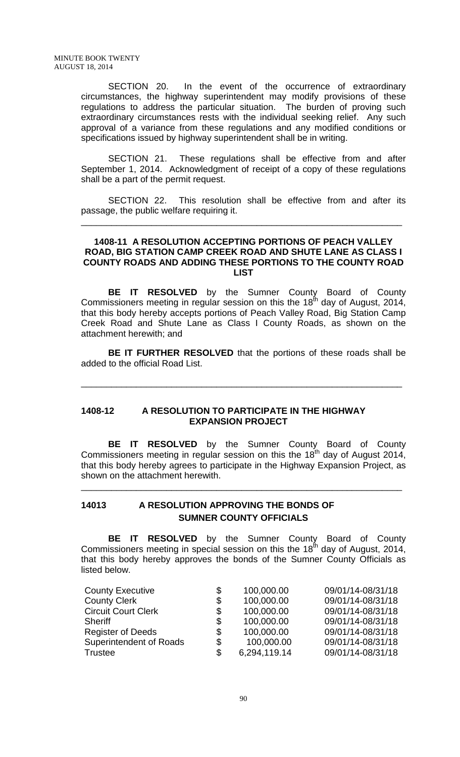SECTION 20. In the event of the occurrence of extraordinary circumstances, the highway superintendent may modify provisions of these regulations to address the particular situation. The burden of proving such extraordinary circumstances rests with the individual seeking relief. Any such approval of a variance from these regulations and any modified conditions or specifications issued by highway superintendent shall be in writing.

SECTION 21. These regulations shall be effective from and after September 1, 2014. Acknowledgment of receipt of a copy of these regulations shall be a part of the permit request.

SECTION 22. This resolution shall be effective from and after its passage, the public welfare requiring it.

---

**1408-11 A RESOLUTION ACCEPTING PORTIONS OF PEACH VALLEY ROAD, BIG STATION CAMP CREEK ROAD AND SHUTE LANE AS CLASS I COUNTY ROADS AND ADDING THESE PORTIONS TO THE COUNTY ROAD LIST**

**BE IT RESOLVED** by the Sumner County Board of County Commissioners meeting in regular session on this the 18th day of August, 2014, that this body hereby accepts portions of Peach Valley Road, Big Station Camp Creek Road and Shute Lane as Class I County Roads, as shown on the attachment herewith; and

**BE IT FURTHER RESOLVED** that the portions of these roads shall be added to the official Road List.

---

**1408-12 A RESOLUTION TO PARTICIPATE IN THE HIGHWAY EXPANSION PROJECT**

**BE IT RESOLVED** by the Sumner County Board of County Commissioners meeting in regular session on this the 18th day of August 2014, that this body hereby agrees to participate in the Highway Expansion Project, as shown on the attachment herewith.

---

**14013 A RESOLUTION APPROVING THE BONDS OF SUMNER COUNTY OFFICIALS**

**BE IT RESOLVED** by the Sumner County Board of County Commissioners meeting in special session on this the 18th day of August, 2014, that this body hereby approves the bonds of the Sumner County Officials as listed below.

| Official | Amount | Term |
|---|---|---|
| County Executive | $ 100,000.00 | 09/01/14-08/31/18 |
| County Clerk | $ 100,000.00 | 09/01/14-08/31/18 |
| Circuit Court Clerk | $ 100,000.00 | 09/01/14-08/31/18 |
| Sheriff | $ 100,000.00 | 09/01/14-08/31/18 |
| Register of Deeds | $ 100,000.00 | 09/01/14-08/31/18 |
| Superintendent of Roads | $ 100,000.00 | 09/01/14-08/31/18 |
| Trustee | $ 6,294,119.14 | 09/01/14-08/31/18 |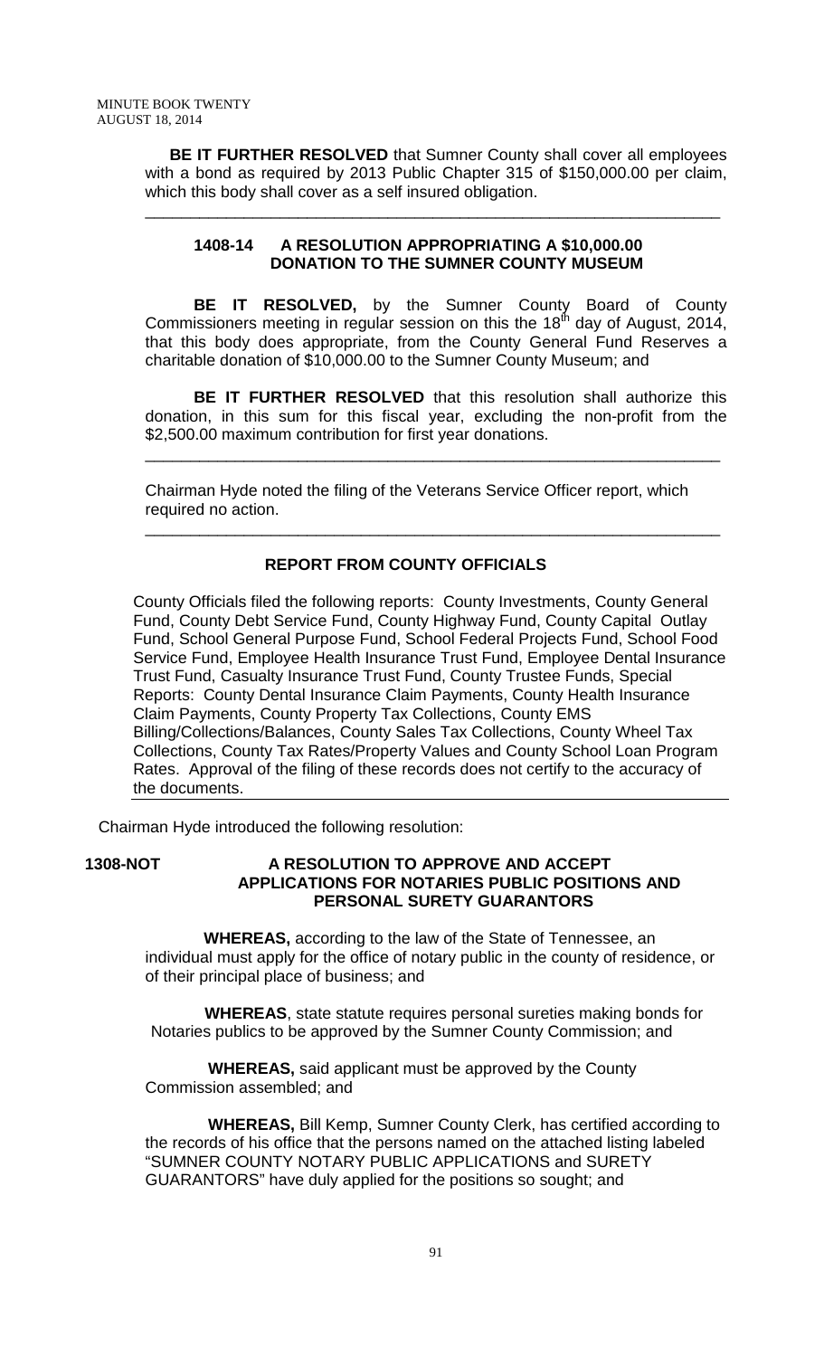**BE IT FURTHER RESOLVED** that Sumner County shall cover all employees with a bond as required by 2013 Public Chapter 315 of $150,000.00 per claim, which this body shall cover as a self insured obligation.

---

**1408-14 A RESOLUTION APPROPRIATING A $10,000.00 DONATION TO THE SUMNER COUNTY MUSEUM**

**BE IT RESOLVED,** by the Sumner County Board of County Commissioners meeting in regular session on this the 18th day of August, 2014, that this body does appropriate, from the County General Fund Reserves a charitable donation of $10,000.00 to the Sumner County Museum; and

**BE IT FURTHER RESOLVED** that this resolution shall authorize this donation, in this sum for this fiscal year, excluding the non-profit from the $2,500.00 maximum contribution for first year donations.

---

Chairman Hyde noted the filing of the Veterans Service Officer report, which required no action.

---

**REPORT FROM COUNTY OFFICIALS**

County Officials filed the following reports: County Investments, County General Fund, County Debt Service Fund, County Highway Fund, County Capital Outlay Fund, School General Purpose Fund, School Federal Projects Fund, School Food Service Fund, Employee Health Insurance Trust Fund, Employee Dental Insurance Trust Fund, Casualty Insurance Trust Fund, County Trustee Funds, Special Reports: County Dental Insurance Claim Payments, County Health Insurance Claim Payments, County Property Tax Collections, County EMS Billing/Collections/Balances, County Sales Tax Collections, County Wheel Tax Collections, County Tax Rates/Property Values and County School Loan Program Rates. Approval of the filing of these records does not certify to the accuracy of the documents.

---

Chairman Hyde introduced the following resolution:

**1308-NOT A RESOLUTION TO APPROVE AND ACCEPT APPLICATIONS FOR NOTARIES PUBLIC POSITIONS AND PERSONAL SURETY GUARANTORS**

**WHEREAS,** according to the law of the State of Tennessee, an individual must apply for the office of notary public in the county of residence, or of their principal place of business; and

**WHEREAS**, state statute requires personal sureties making bonds for Notaries publics to be approved by the Sumner County Commission; and

**WHEREAS,** said applicant must be approved by the County Commission assembled; and

**WHEREAS,** Bill Kemp, Sumner County Clerk, has certified according to the records of his office that the persons named on the attached listing labeled "SUMNER COUNTY NOTARY PUBLIC APPLICATIONS and SURETY GUARANTORS" have duly applied for the positions so sought; and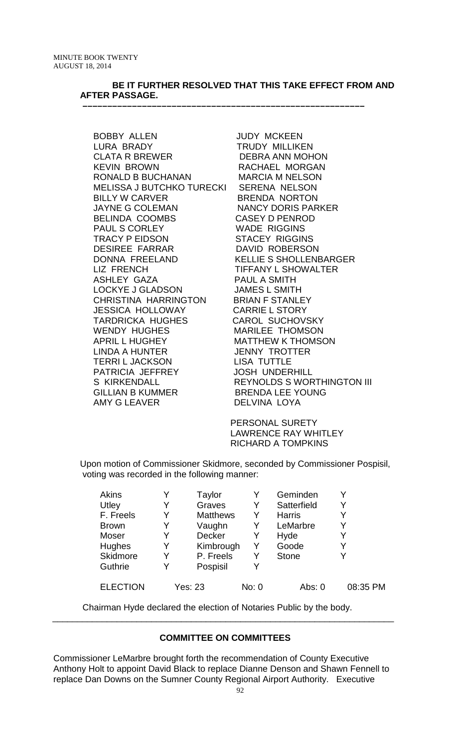**BE IT FURTHER RESOLVED THAT THIS TAKE EFFECT FROM AND AFTER PASSAGE.**

---

| | |
|---|---|
| BOBBY ALLEN | JUDY MCKEEN |
| LURA BRADY | TRUDY MILLIKEN |
| CLATA R BREWER | DEBRA ANN MOHON |
| KEVIN BROWN | RACHAEL MORGAN |
| RONALD B BUCHANAN | MARCIA M NELSON |
| MELISSA J BUTCHKO TURECKI | SERENA NELSON |
| BILLY W CARVER | BRENDA NORTON |
| JAYNE G COLEMAN | NANCY DORIS PARKER |
| BELINDA COOMBS | CASEY D PENROD |
| PAUL S CORLEY | WADE RIGGINS |
| TRACY P EIDSON | STACEY RIGGINS |
| DESIREE FARRAR | DAVID ROBERSON |
| DONNA FREELAND | KELLIE S SHOLLENBARGER |
| LIZ FRENCH | TIFFANY L SHOWALTER |
| ASHLEY GAZA | PAUL A SMITH |
| LOCKYE J GLADSON | JAMES L SMITH |
| CHRISTINA HARRINGTON | BRIAN F STANLEY |
| JESSICA HOLLOWAY | CARRIE L STORY |
| TARDRICKA HUGHES | CAROL SUCHOVSKY |
| WENDY HUGHES | MARILEE THOMSON |
| APRIL L HUGHEY | MATTHEW K THOMSON |
| LINDA A HUNTER | JENNY TROTTER |
| TERRI L JACKSON | LISA TUTTLE |
| PATRICIA JEFFREY | JOSH UNDERHILL |
| S KIRKENDALL | REYNOLDS S WORTHINGTON III |
| GILLIAN B KUMMER | BRENDA LEE YOUNG |
| AMY G LEAVER | DELVINA LOYA |

PERSONAL SURETY
LAWRENCE RAY WHITLEY
RICHARD A TOMPKINS

Upon motion of Commissioner Skidmore, seconded by Commissioner Pospisil, voting was recorded in the following manner:

| | | | | | | |
|---|---|---|---|---|---|---|
| Akins | Y | Taylor | Y | Geminden | Y | |
| Utley | Y | Graves | Y | Satterfield | Y | |
| F. Freels | Y | Matthews | Y | Harris | Y | |
| Brown | Y | Vaughn | Y | LeMarbre | Y | |
| Moser | Y | Decker | Y | Hyde | Y | |
| Hughes | Y | Kimbrough | Y | Goode | Y | |
| Skidmore | Y | P. Freels | Y | Stone | Y | |
| Guthrie | Y | Pospisil | Y | | | |
| ELECTION | | Yes: 23 | No: 0 | | Abs: 0 | 08:35 PM |

Chairman Hyde declared the election of Notaries Public by the body.

---

**COMMITTEE ON COMMITTEES**

Commissioner LeMarbre brought forth the recommendation of County Executive Anthony Holt to appoint David Black to replace Dianne Denson and Shawn Fennell to replace Dan Downs on the Sumner County Regional Airport Authority. Executive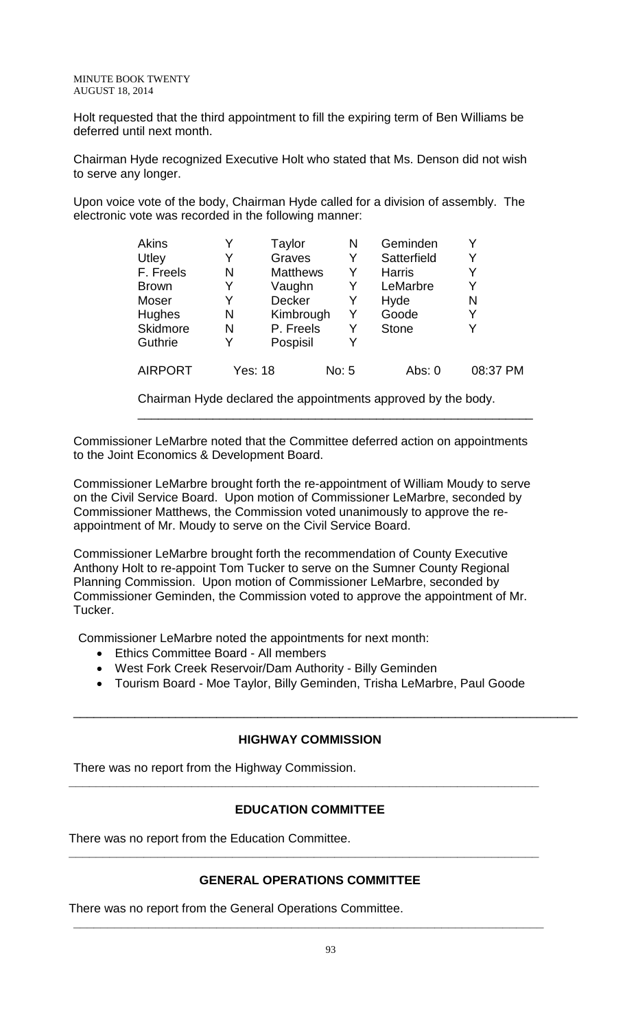Holt requested that the third appointment to fill the expiring term of Ben Williams be deferred until next month.

Chairman Hyde recognized Executive Holt who stated that Ms. Denson did not wish to serve any longer.

Upon voice vote of the body, Chairman Hyde called for a division of assembly. The electronic vote was recorded in the following manner:

| | | | | | |
|---|---|---|---|---|---|
| Akins | Y | Taylor | N | Geminden | Y |
| Utley | Y | Graves | Y | Satterfield | Y |
| F. Freels | N | Matthews | Y | Harris | Y |
| Brown | Y | Vaughn | Y | LeMarbre | Y |
| Moser | Y | Decker | Y | Hyde | N |
| Hughes | N | Kimbrough | Y | Goode | Y |
| Skidmore | N | P. Freels | Y | Stone | Y |
| Guthrie | Y | Pospisil | Y | | |

AIRPORT Yes: 18 No: 5 Abs: 0 08:37 PM

Chairman Hyde declared the appointments approved by the body.

---

Commissioner LeMarbre noted that the Committee deferred action on appointments to the Joint Economics & Development Board.

Commissioner LeMarbre brought forth the re-appointment of William Moudy to serve on the Civil Service Board. Upon motion of Commissioner LeMarbre, seconded by Commissioner Matthews, the Commission voted unanimously to approve the re-appointment of Mr. Moudy to serve on the Civil Service Board.

Commissioner LeMarbre brought forth the recommendation of County Executive Anthony Holt to re-appoint Tom Tucker to serve on the Sumner County Regional Planning Commission. Upon motion of Commissioner LeMarbre, seconded by Commissioner Geminden, the Commission voted to approve the appointment of Mr. Tucker.

Commissioner LeMarbre noted the appointments for next month:

- Ethics Committee Board - All members
- West Fork Creek Reservoir/Dam Authority - Billy Geminden
- Tourism Board - Moe Taylor, Billy Geminden, Trisha LeMarbre, Paul Goode

---

## HIGHWAY COMMISSION

There was no report from the Highway Commission.

---

## EDUCATION COMMITTEE

There was no report from the Education Committee.

---

## GENERAL OPERATIONS COMMITTEE

There was no report from the General Operations Committee.

---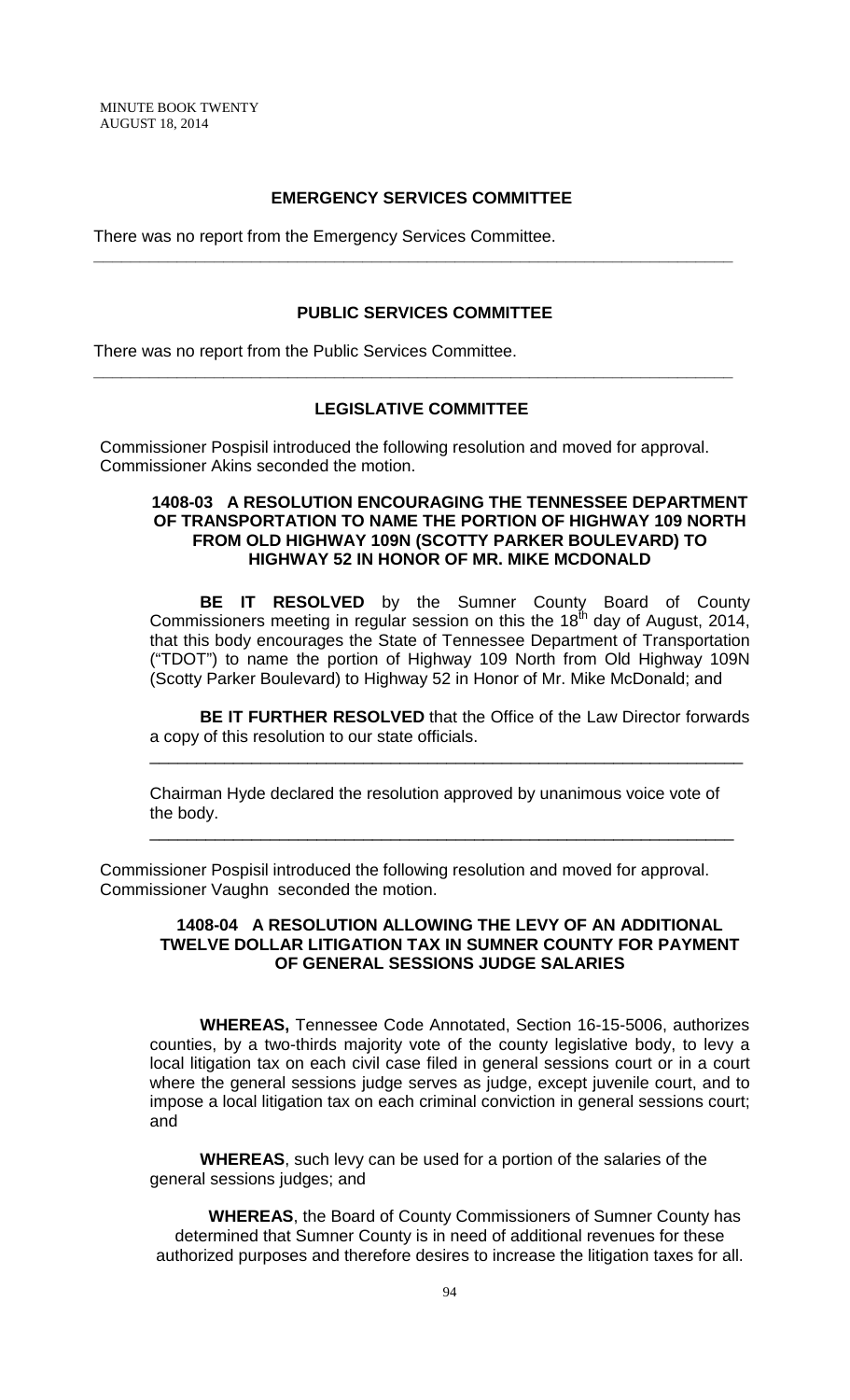## EMERGENCY SERVICES COMMITTEE

There was no report from the Emergency Services Committee.

---

## PUBLIC SERVICES COMMITTEE

There was no report from the Public Services Committee.

---

## LEGISLATIVE COMMITTEE

Commissioner Pospisil introduced the following resolution and moved for approval. Commissioner Akins seconded the motion.

### 1408-03 A RESOLUTION ENCOURAGING THE TENNESSEE DEPARTMENT OF TRANSPORTATION TO NAME THE PORTION OF HIGHWAY 109 NORTH FROM OLD HIGHWAY 109N (SCOTTY PARKER BOULEVARD) TO HIGHWAY 52 IN HONOR OF MR. MIKE MCDONALD

**BE IT RESOLVED** by the Sumner County Board of County Commissioners meeting in regular session on this the 18th day of August, 2014, that this body encourages the State of Tennessee Department of Transportation ("TDOT") to name the portion of Highway 109 North from Old Highway 109N (Scotty Parker Boulevard) to Highway 52 in Honor of Mr. Mike McDonald; and

**BE IT FURTHER RESOLVED** that the Office of the Law Director forwards a copy of this resolution to our state officials.

---

Chairman Hyde declared the resolution approved by unanimous voice vote of the body.

---

Commissioner Pospisil introduced the following resolution and moved for approval. Commissioner Vaughn seconded the motion.

### 1408-04 A RESOLUTION ALLOWING THE LEVY OF AN ADDITIONAL TWELVE DOLLAR LITIGATION TAX IN SUMNER COUNTY FOR PAYMENT OF GENERAL SESSIONS JUDGE SALARIES

**WHEREAS,** Tennessee Code Annotated, Section 16-15-5006, authorizes counties, by a two-thirds majority vote of the county legislative body, to levy a local litigation tax on each civil case filed in general sessions court or in a court where the general sessions judge serves as judge, except juvenile court, and to impose a local litigation tax on each criminal conviction in general sessions court; and

**WHEREAS**, such levy can be used for a portion of the salaries of the general sessions judges; and

**WHEREAS**, the Board of County Commissioners of Sumner County has determined that Sumner County is in need of additional revenues for these authorized purposes and therefore desires to increase the litigation taxes for all.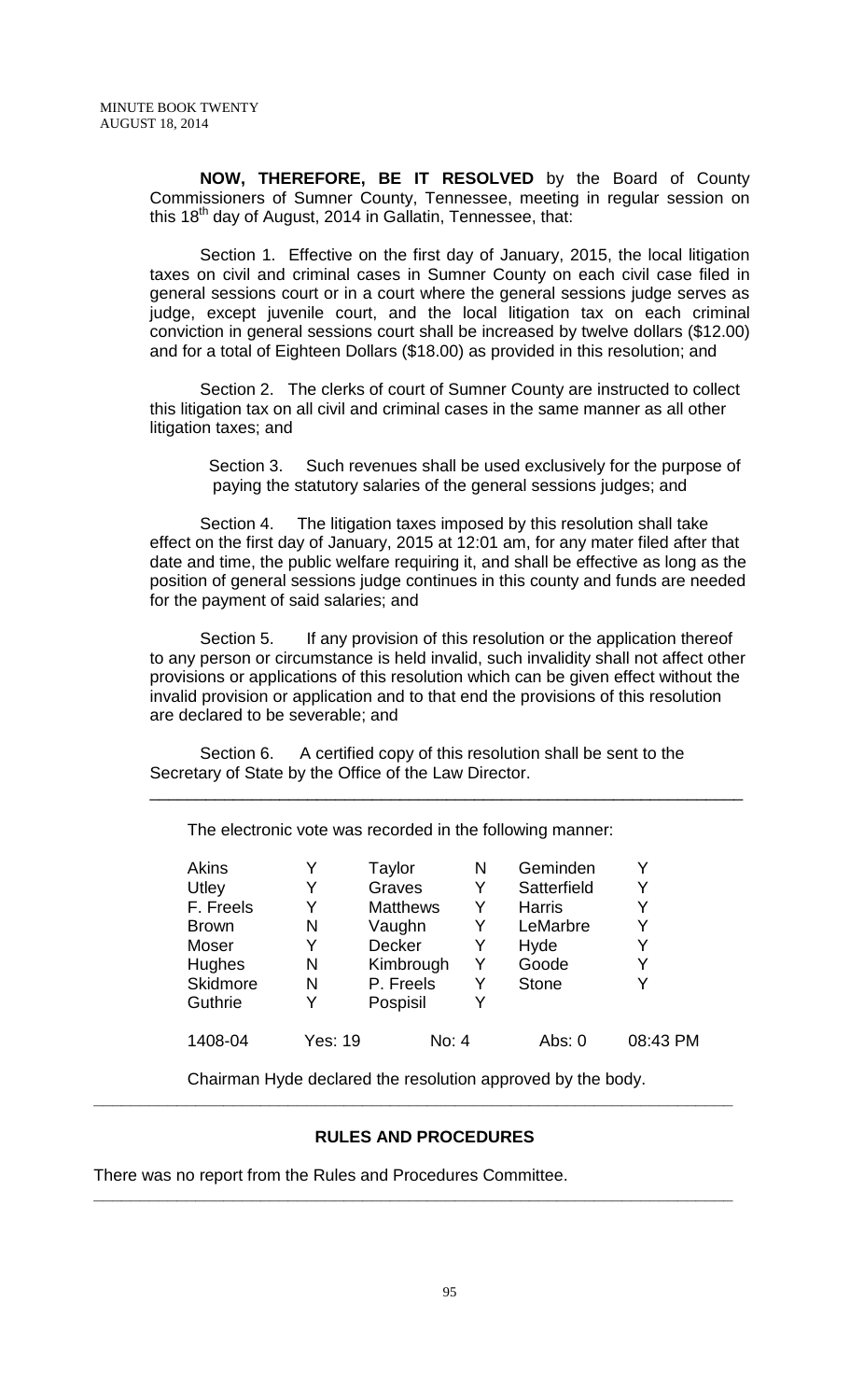**NOW, THEREFORE, BE IT RESOLVED** by the Board of County Commissioners of Sumner County, Tennessee, meeting in regular session on this 18th day of August, 2014 in Gallatin, Tennessee, that:

Section 1. Effective on the first day of January, 2015, the local litigation taxes on civil and criminal cases in Sumner County on each civil case filed in general sessions court or in a court where the general sessions judge serves as judge, except juvenile court, and the local litigation tax on each criminal conviction in general sessions court shall be increased by twelve dollars ($12.00) and for a total of Eighteen Dollars ($18.00) as provided in this resolution; and

Section 2. The clerks of court of Sumner County are instructed to collect this litigation tax on all civil and criminal cases in the same manner as all other litigation taxes; and

Section 3. Such revenues shall be used exclusively for the purpose of paying the statutory salaries of the general sessions judges; and

Section 4. The litigation taxes imposed by this resolution shall take effect on the first day of January, 2015 at 12:01 am, for any mater filed after that date and time, the public welfare requiring it, and shall be effective as long as the position of general sessions judge continues in this county and funds are needed for the payment of said salaries; and

Section 5. If any provision of this resolution or the application thereof to any person or circumstance is held invalid, such invalidity shall not affect other provisions or applications of this resolution which can be given effect without the invalid provision or application and to that end the provisions of this resolution are declared to be severable; and

Section 6. A certified copy of this resolution shall be sent to the Secretary of State by the Office of the Law Director.

---

The electronic vote was recorded in the following manner:

| | | | | | |
|---|---|---|---|---|---|
| Akins | Y | Taylor | N | Geminden | Y |
| Utley | Y | Graves | Y | Satterfield | Y |
| F. Freels | Y | Matthews | Y | Harris | Y |
| Brown | N | Vaughn | Y | LeMarbre | Y |
| Moser | Y | Decker | Y | Hyde | Y |
| Hughes | N | Kimbrough | Y | Goode | Y |
| Skidmore | N | P. Freels | Y | Stone | Y |
| Guthrie | Y | Pospisil | Y | | |

1408-04 Yes: 19 No: 4 Abs: 0 08:43 PM

Chairman Hyde declared the resolution approved by the body.

---

## RULES AND PROCEDURES

There was no report from the Rules and Procedures Committee.

---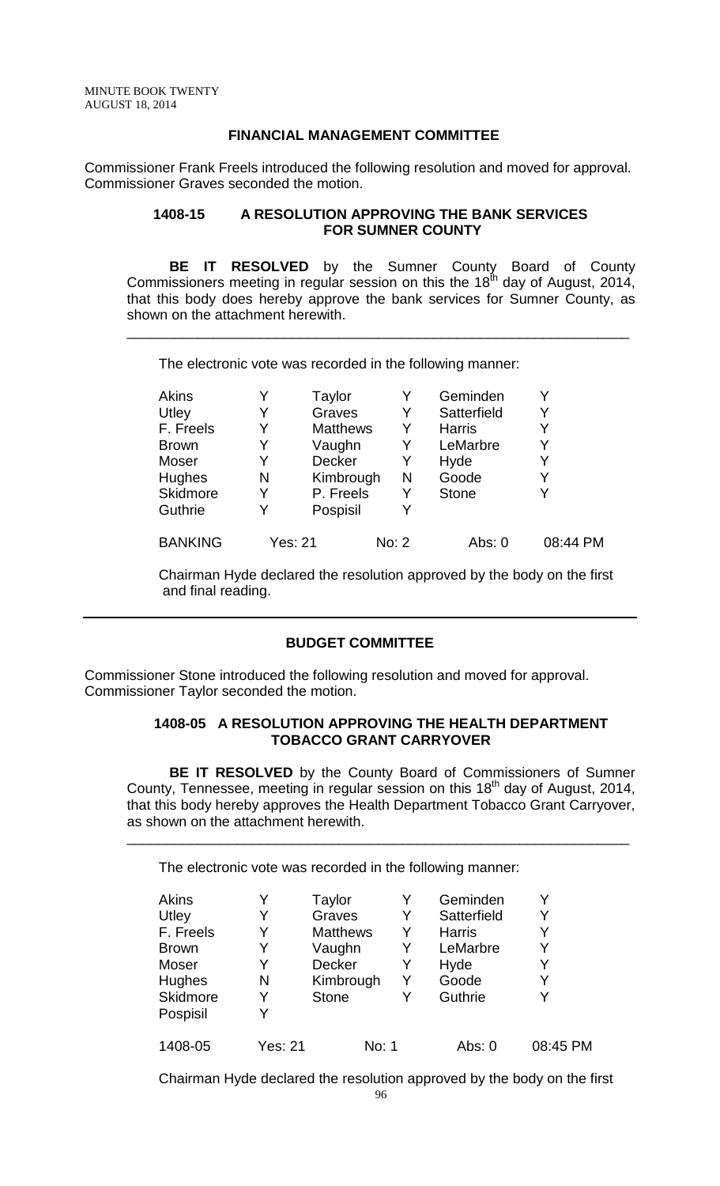## FINANCIAL MANAGEMENT COMMITTEE

Commissioner Frank Freels introduced the following resolution and moved for approval. Commissioner Graves seconded the motion.

### 1408-15 A RESOLUTION APPROVING THE BANK SERVICES FOR SUMNER COUNTY

**BE IT RESOLVED** by the Sumner County Board of County Commissioners meeting in regular session on this the 18th day of August, 2014, that this body does hereby approve the bank services for Sumner County, as shown on the attachment herewith.

---

The electronic vote was recorded in the following manner:

| | | | | | |
|---|---|---|---|---|---|
| Akins | Y | Taylor | Y | Geminden | Y |
| Utley | Y | Graves | Y | Satterfield | Y |
| F. Freels | Y | Matthews | Y | Harris | Y |
| Brown | Y | Vaughn | Y | LeMarbre | Y |
| Moser | Y | Decker | Y | Hyde | Y |
| Hughes | N | Kimbrough | N | Goode | Y |
| Skidmore | Y | P. Freels | Y | Stone | Y |
| Guthrie | Y | Pospisil | Y | | |

BANKING Yes: 21 No: 2 Abs: 0 08:44 PM

Chairman Hyde declared the resolution approved by the body on the first and final reading.

---

## BUDGET COMMITTEE

Commissioner Stone introduced the following resolution and moved for approval. Commissioner Taylor seconded the motion.

### 1408-05 A RESOLUTION APPROVING THE HEALTH DEPARTMENT TOBACCO GRANT CARRYOVER

**BE IT RESOLVED** by the County Board of Commissioners of Sumner County, Tennessee, meeting in regular session on this 18th day of August, 2014, that this body hereby approves the Health Department Tobacco Grant Carryover, as shown on the attachment herewith.

---

The electronic vote was recorded in the following manner:

| | | | | | |
|---|---|---|---|---|---|
| Akins | Y | Taylor | Y | Geminden | Y |
| Utley | Y | Graves | Y | Satterfield | Y |
| F. Freels | Y | Matthews | Y | Harris | Y |
| Brown | Y | Vaughn | Y | LeMarbre | Y |
| Moser | Y | Decker | Y | Hyde | Y |
| Hughes | N | Kimbrough | Y | Goode | Y |
| Skidmore | Y | Stone | Y | Guthrie | Y |
| Pospisil | Y | | | | |

1408-05 Yes: 21 No: 1 Abs: 0 08:45 PM

Chairman Hyde declared the resolution approved by the body on the first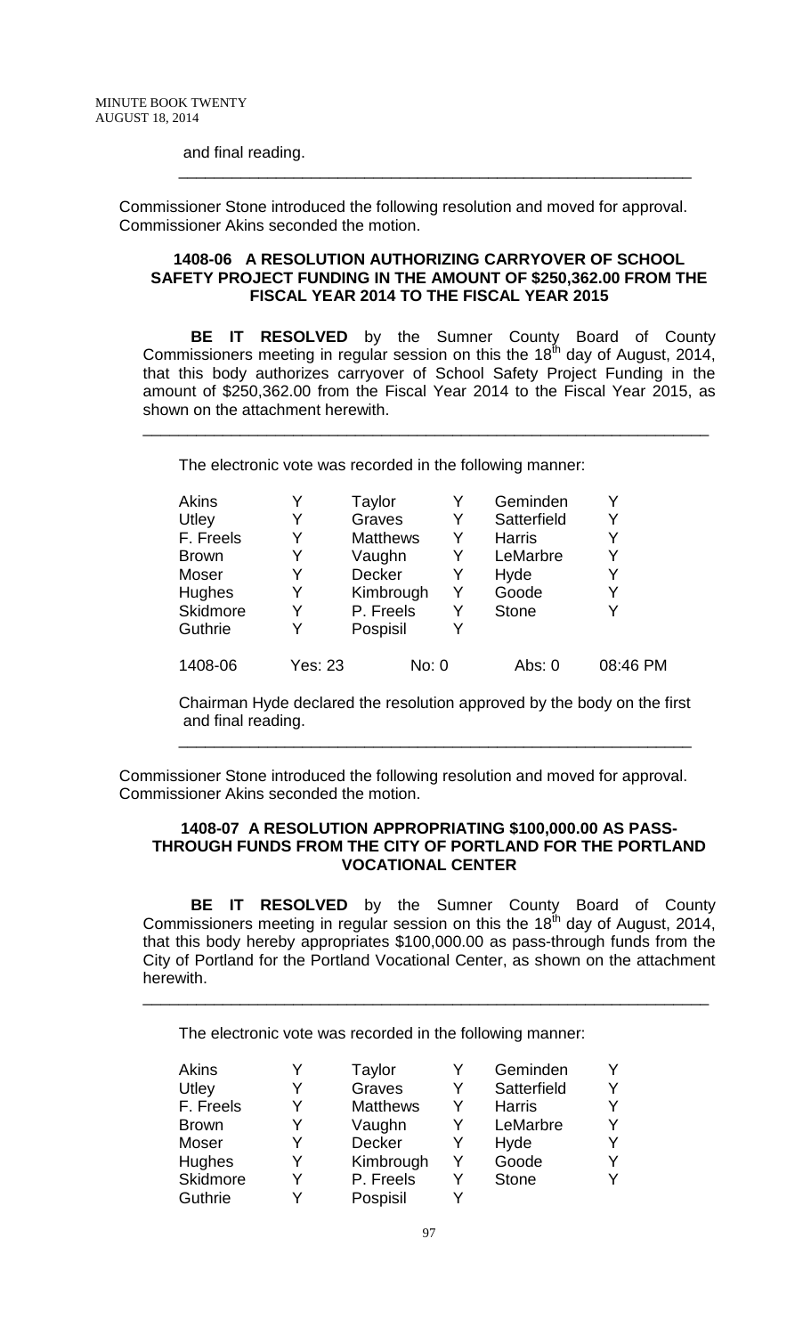and final reading.

---

Commissioner Stone introduced the following resolution and moved for approval. Commissioner Akins seconded the motion.

**1408-06 A RESOLUTION AUTHORIZING CARRYOVER OF SCHOOL SAFETY PROJECT FUNDING IN THE AMOUNT OF $250,362.00 FROM THE FISCAL YEAR 2014 TO THE FISCAL YEAR 2015**

**BE IT RESOLVED** by the Sumner County Board of County Commissioners meeting in regular session on this the 18th day of August, 2014, that this body authorizes carryover of School Safety Project Funding in the amount of $250,362.00 from the Fiscal Year 2014 to the Fiscal Year 2015, as shown on the attachment herewith.

---

The electronic vote was recorded in the following manner:

| | | | | | |
|---|---|---|---|---|---|
| Akins | Y | Taylor | Y | Geminden | Y |
| Utley | Y | Graves | Y | Satterfield | Y |
| F. Freels | Y | Matthews | Y | Harris | Y |
| Brown | Y | Vaughn | Y | LeMarbre | Y |
| Moser | Y | Decker | Y | Hyde | Y |
| Hughes | Y | Kimbrough | Y | Goode | Y |
| Skidmore | Y | P. Freels | Y | Stone | Y |
| Guthrie | Y | Pospisil | Y | | |

1408-06 Yes: 23 No: 0 Abs: 0 08:46 PM

Chairman Hyde declared the resolution approved by the body on the first and final reading.

---

Commissioner Stone introduced the following resolution and moved for approval. Commissioner Akins seconded the motion.

**1408-07 A RESOLUTION APPROPRIATING $100,000.00 AS PASS-THROUGH FUNDS FROM THE CITY OF PORTLAND FOR THE PORTLAND VOCATIONAL CENTER**

**BE IT RESOLVED** by the Sumner County Board of County Commissioners meeting in regular session on this the 18th day of August, 2014, that this body hereby appropriates $100,000.00 as pass-through funds from the City of Portland for the Portland Vocational Center, as shown on the attachment herewith.

---

The electronic vote was recorded in the following manner:

| | | | | | |
|---|---|---|---|---|---|
| Akins | Y | Taylor | Y | Geminden | Y |
| Utley | Y | Graves | Y | Satterfield | Y |
| F. Freels | Y | Matthews | Y | Harris | Y |
| Brown | Y | Vaughn | Y | LeMarbre | Y |
| Moser | Y | Decker | Y | Hyde | Y |
| Hughes | Y | Kimbrough | Y | Goode | Y |
| Skidmore | Y | P. Freels | Y | Stone | Y |
| Guthrie | Y | Pospisil | Y | | |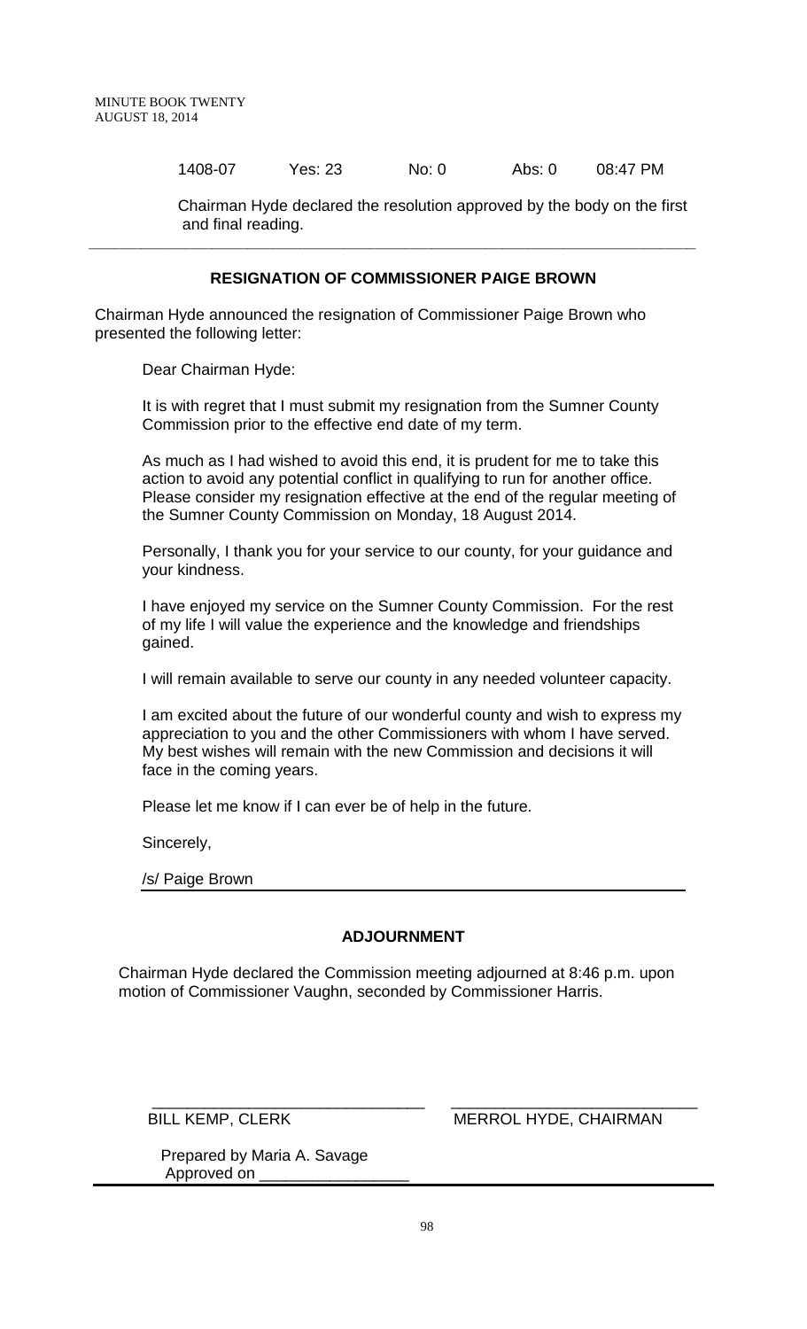1408-07 Yes: 23 No: 0 Abs: 0 08:47 PM

Chairman Hyde declared the resolution approved by the body on the first and final reading.

---

## RESIGNATION OF COMMISSIONER PAIGE BROWN

Chairman Hyde announced the resignation of Commissioner Paige Brown who presented the following letter:

Dear Chairman Hyde:

It is with regret that I must submit my resignation from the Sumner County Commission prior to the effective end date of my term.

As much as I had wished to avoid this end, it is prudent for me to take this action to avoid any potential conflict in qualifying to run for another office. Please consider my resignation effective at the end of the regular meeting of the Sumner County Commission on Monday, 18 August 2014.

Personally, I thank you for your service to our county, for your guidance and your kindness.

I have enjoyed my service on the Sumner County Commission. For the rest of my life I will value the experience and the knowledge and friendships gained.

I will remain available to serve our county in any needed volunteer capacity.

I am excited about the future of our wonderful county and wish to express my appreciation to you and the other Commissioners with whom I have served. My best wishes will remain with the new Commission and decisions it will face in the coming years.

Please let me know if I can ever be of help in the future.

Sincerely,

/s/ Paige Brown

---

## ADJOURNMENT

Chairman Hyde declared the Commission meeting adjourned at 8:46 p.m. upon motion of Commissioner Vaughn, seconded by Commissioner Harris.

\_\_\_\_\_\_\_\_\_\_\_\_\_\_\_\_\_\_\_\_\_\_\_\_\_\_\_\_\_\_\_\_ \_\_\_\_\_\_\_\_\_\_\_\_\_\_\_\_\_\_\_\_\_\_\_\_\_\_\_\_\_\_\_\_

BILL KEMP, CLERK MERROL HYDE, CHAIRMAN

Prepared by Maria A. Savage
Approved on \_\_\_\_\_\_\_\_\_\_\_\_\_\_\_\_